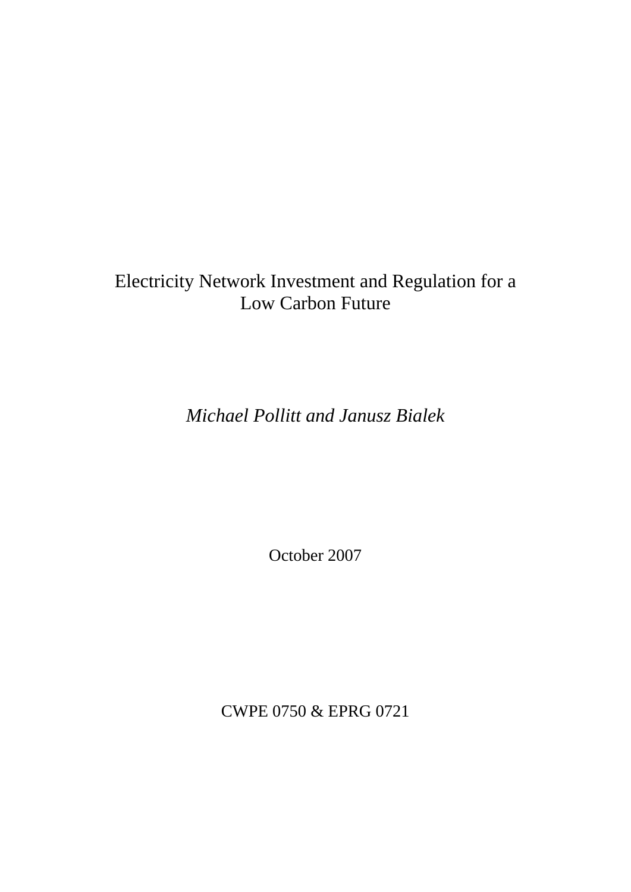# Electricity Network Investment and Regulation for a Low Carbon Future

*Michael Pollitt and Janusz Bialek*

October 2007

CWPE 0750 & EPRG 0721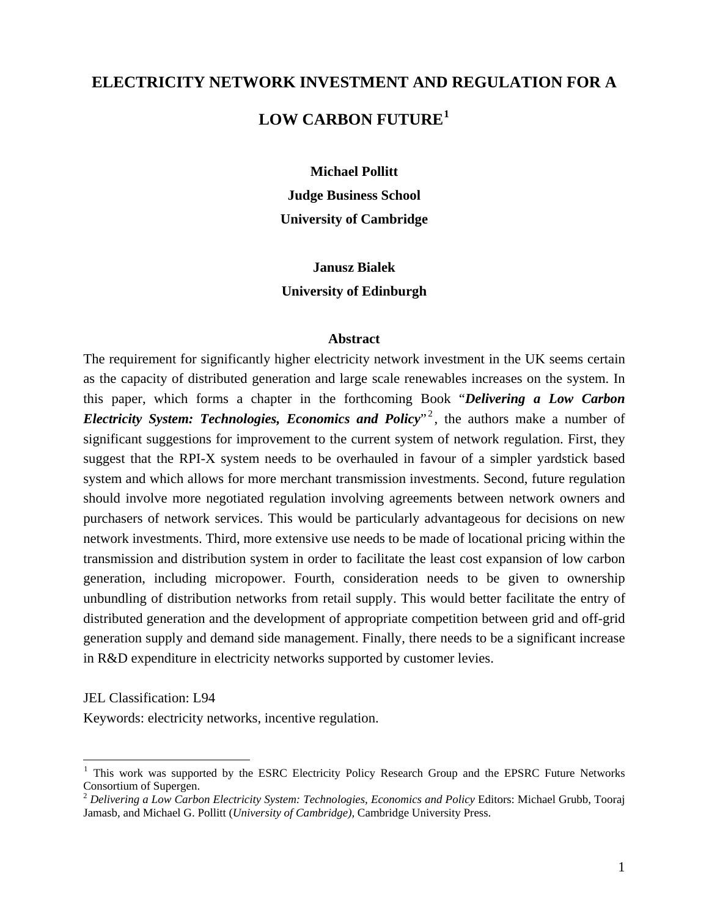# ELECTRICITY NETWORK INVESTMENT AND REGULATION FOR A LOW CARBON FUTURE[1]

**Michael Pollitt**
**Judge Business School**
**University of Cambridge**

**Janusz Bialek**
**University of Edinburgh**

**Abstract**

The requirement for significantly higher electricity network investment in the UK seems certain as the capacity of distributed generation and large scale renewables increases on the system. In this paper, which forms a chapter in the forthcoming Book "***Delivering a Low Carbon Electricity System: Technologies, Economics and Policy***"[2], the authors make a number of significant suggestions for improvement to the current system of network regulation. First, they suggest that the RPI-X system needs to be overhauled in favour of a simpler yardstick based system and which allows for more merchant transmission investments. Second, future regulation should involve more negotiated regulation involving agreements between network owners and purchasers of network services. This would be particularly advantageous for decisions on new network investments. Third, more extensive use needs to be made of locational pricing within the transmission and distribution system in order to facilitate the least cost expansion of low carbon generation, including micropower. Fourth, consideration needs to be given to ownership unbundling of distribution networks from retail supply. This would better facilitate the entry of distributed generation and the development of appropriate competition between grid and off-grid generation supply and demand side management. Finally, there needs to be a significant increase in R&D expenditure in electricity networks supported by customer levies.

JEL Classification: L94

Keywords: electricity networks, incentive regulation.

---

[1] This work was supported by the ESRC Electricity Policy Research Group and the EPSRC Future Networks Consortium of Supergen.

[2] *Delivering a Low Carbon Electricity System: Technologies, Economics and Policy* Editors: Michael Grubb, Tooraj Jamasb, and Michael G. Pollitt (*University of Cambridge),* Cambridge University Press.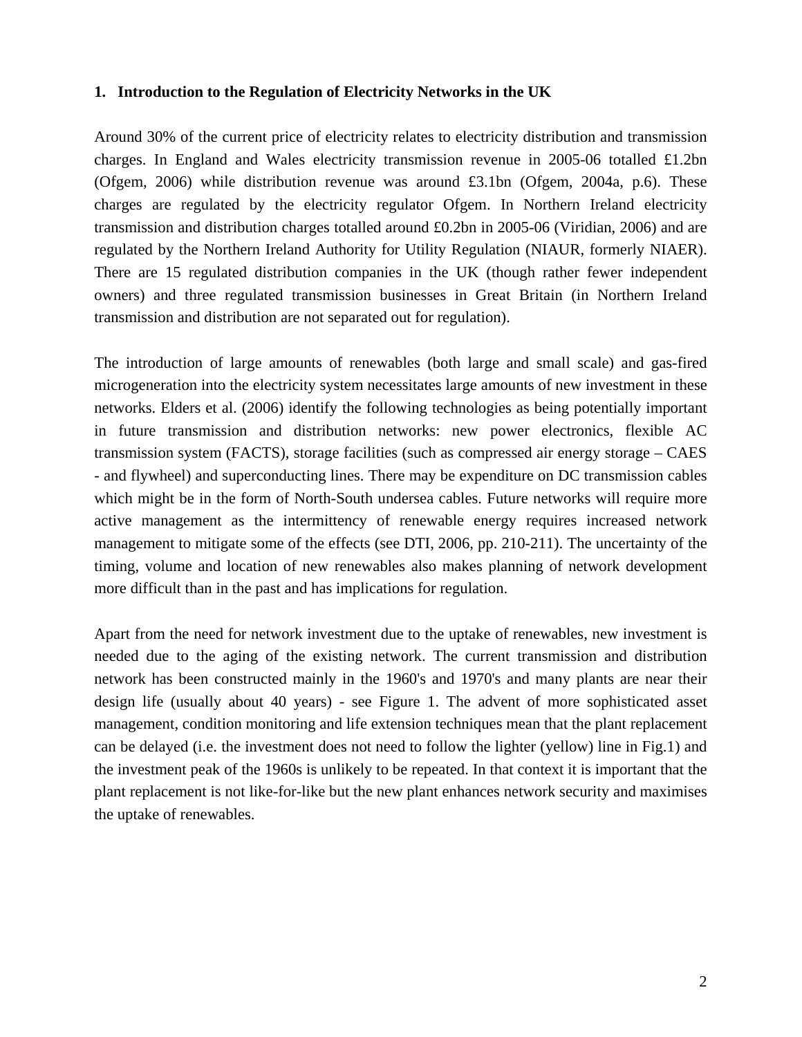## 1. Introduction to the Regulation of Electricity Networks in the UK

Around 30% of the current price of electricity relates to electricity distribution and transmission charges. In England and Wales electricity transmission revenue in 2005-06 totalled £1.2bn (Ofgem, 2006) while distribution revenue was around £3.1bn (Ofgem, 2004a, p.6). These charges are regulated by the electricity regulator Ofgem. In Northern Ireland electricity transmission and distribution charges totalled around £0.2bn in 2005-06 (Viridian, 2006) and are regulated by the Northern Ireland Authority for Utility Regulation (NIAUR, formerly NIAER). There are 15 regulated distribution companies in the UK (though rather fewer independent owners) and three regulated transmission businesses in Great Britain (in Northern Ireland transmission and distribution are not separated out for regulation).

The introduction of large amounts of renewables (both large and small scale) and gas-fired microgeneration into the electricity system necessitates large amounts of new investment in these networks. Elders et al. (2006) identify the following technologies as being potentially important in future transmission and distribution networks: new power electronics, flexible AC transmission system (FACTS), storage facilities (such as compressed air energy storage – CAES - and flywheel) and superconducting lines. There may be expenditure on DC transmission cables which might be in the form of North-South undersea cables. Future networks will require more active management as the intermittency of renewable energy requires increased network management to mitigate some of the effects (see DTI, 2006, pp. 210-211). The uncertainty of the timing, volume and location of new renewables also makes planning of network development more difficult than in the past and has implications for regulation.

Apart from the need for network investment due to the uptake of renewables, new investment is needed due to the aging of the existing network. The current transmission and distribution network has been constructed mainly in the 1960's and 1970's and many plants are near their design life (usually about 40 years) - see Figure 1. The advent of more sophisticated asset management, condition monitoring and life extension techniques mean that the plant replacement can be delayed (i.e. the investment does not need to follow the lighter (yellow) line in Fig.1) and the investment peak of the 1960s is unlikely to be repeated. In that context it is important that the plant replacement is not like-for-like but the new plant enhances network security and maximises the uptake of renewables.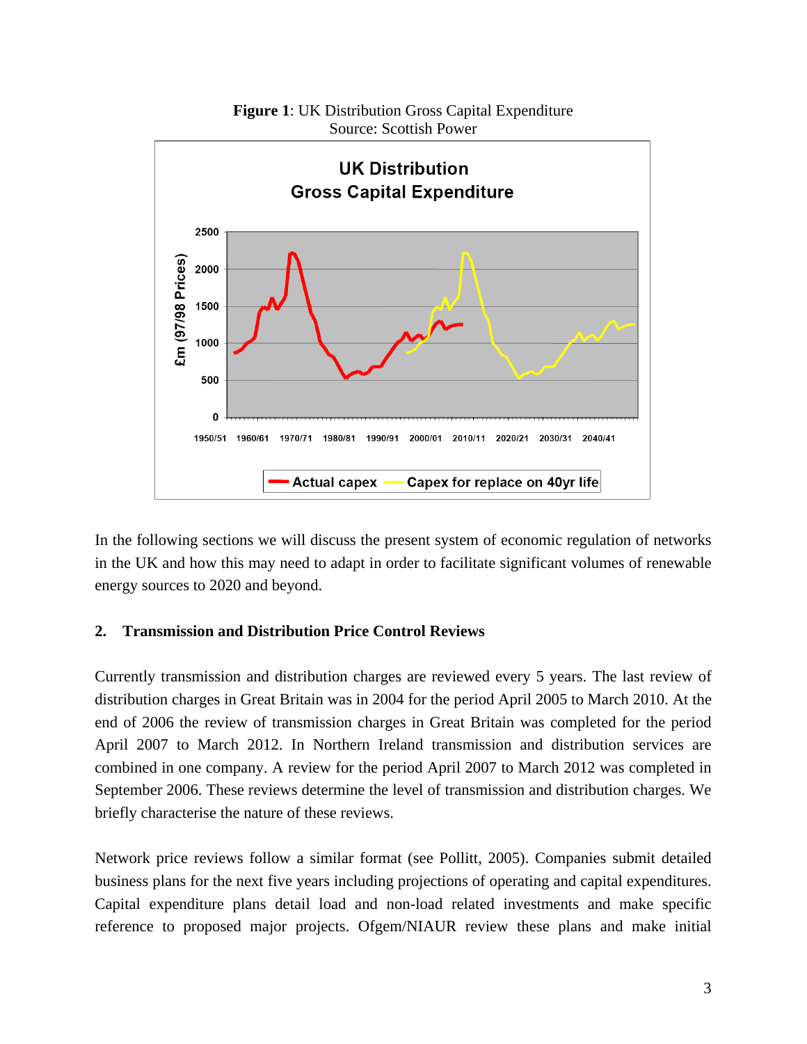**Figure 1**: UK Distribution Gross Capital Expenditure
Source: Scottish Power

In the following sections we will discuss the present system of economic regulation of networks in the UK and how this may need to adapt in order to facilitate significant volumes of renewable energy sources to 2020 and beyond.

## 2. Transmission and Distribution Price Control Reviews

Currently transmission and distribution charges are reviewed every 5 years. The last review of distribution charges in Great Britain was in 2004 for the period April 2005 to March 2010. At the end of 2006 the review of transmission charges in Great Britain was completed for the period April 2007 to March 2012. In Northern Ireland transmission and distribution services are combined in one company. A review for the period April 2007 to March 2012 was completed in September 2006. These reviews determine the level of transmission and distribution charges. We briefly characterise the nature of these reviews.

Network price reviews follow a similar format (see Pollitt, 2005). Companies submit detailed business plans for the next five years including projections of operating and capital expenditures. Capital expenditure plans detail load and non-load related investments and make specific reference to proposed major projects. Ofgem/NIAUR review these plans and make initial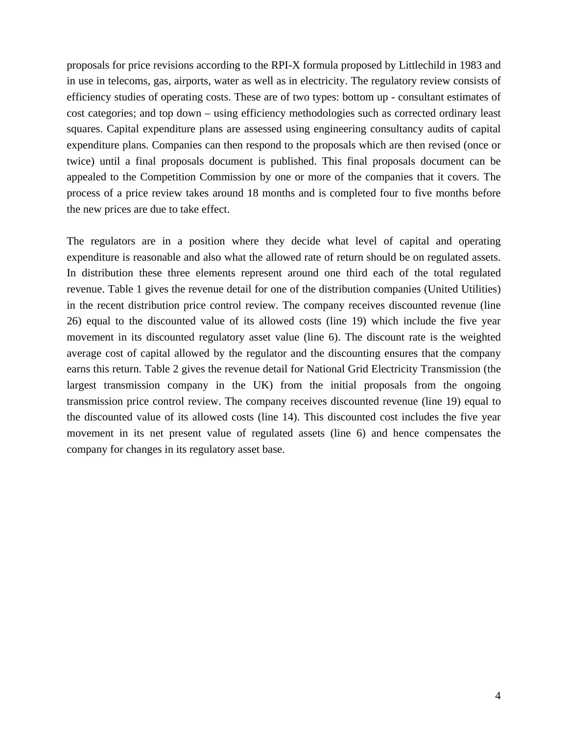proposals for price revisions according to the RPI-X formula proposed by Littlechild in 1983 and in use in telecoms, gas, airports, water as well as in electricity. The regulatory review consists of efficiency studies of operating costs. These are of two types: bottom up - consultant estimates of cost categories; and top down – using efficiency methodologies such as corrected ordinary least squares. Capital expenditure plans are assessed using engineering consultancy audits of capital expenditure plans. Companies can then respond to the proposals which are then revised (once or twice) until a final proposals document is published. This final proposals document can be appealed to the Competition Commission by one or more of the companies that it covers. The process of a price review takes around 18 months and is completed four to five months before the new prices are due to take effect.

The regulators are in a position where they decide what level of capital and operating expenditure is reasonable and also what the allowed rate of return should be on regulated assets. In distribution these three elements represent around one third each of the total regulated revenue. Table 1 gives the revenue detail for one of the distribution companies (United Utilities) in the recent distribution price control review. The company receives discounted revenue (line 26) equal to the discounted value of its allowed costs (line 19) which include the five year movement in its discounted regulatory asset value (line 6). The discount rate is the weighted average cost of capital allowed by the regulator and the discounting ensures that the company earns this return. Table 2 gives the revenue detail for National Grid Electricity Transmission (the largest transmission company in the UK) from the initial proposals from the ongoing transmission price control review. The company receives discounted revenue (line 19) equal to the discounted value of its allowed costs (line 14). This discounted cost includes the five year movement in its net present value of regulated assets (line 6) and hence compensates the company for changes in its regulatory asset base.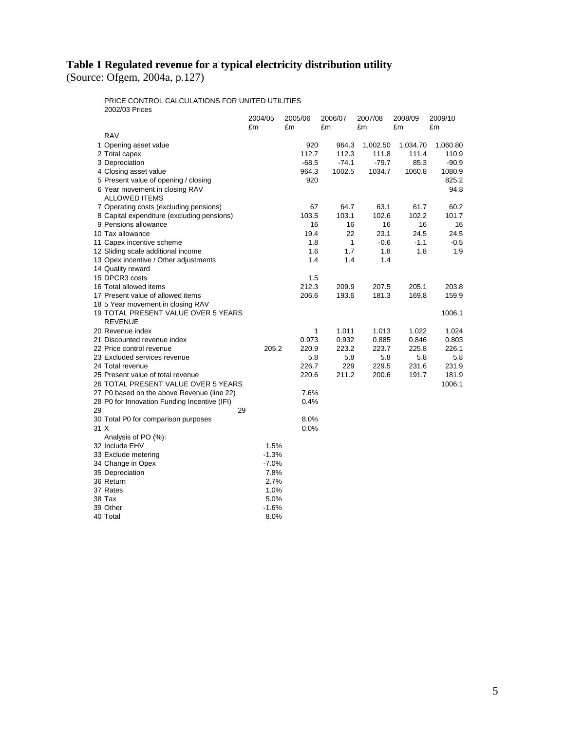## Table 1 Regulated revenue for a typical electricity distribution utility

(Source: Ofgem, 2004a, p.127)

PRICE CONTROL CALCULATIONS FOR UNITED UTILITIES
2002/03 Prices

| | | 2004/05 £m | 2005/06 £m | 2006/07 £m | 2007/08 £m | 2008/09 £m | 2009/10 £m |
|---|---|---|---|---|---|---|---|
| | RAV | | | | | | |
| 1 | Opening asset value | | 920 | 964.3 | 1,002.50 | 1,034.70 | 1,060.80 |
| 2 | Total capex | | 112.7 | 112.3 | 111.8 | 111.4 | 110.9 |
| 3 | Depreciation | | -68.5 | -74.1 | -79.7 | 85.3 | -90.9 |
| 4 | Closing asset value | | 964.3 | 1002.5 | 1034.7 | 1060.8 | 1080.9 |
| 5 | Present value of opening / closing | | 920 | | | | 825.2 |
| 6 | Year movement in closing RAV | | | | | | 94.8 |
| | ALLOWED ITEMS | | | | | | |
| 7 | Operating costs (excluding pensions) | | 67 | 64.7 | 63.1 | 61.7 | 60.2 |
| 8 | Capital expenditure (excluding pensions) | | 103.5 | 103.1 | 102.6 | 102.2 | 101.7 |
| 9 | Pensions allowance | | 16 | 16 | 16 | 16 | 16 |
| 10 | Tax allowance | | 19.4 | 22 | 23.1 | 24.5 | 24.5 |
| 11 | Capex incentive scheme | | 1.8 | 1 | -0.6 | -1.1 | -0.5 |
| 12 | Sliding scale additional income | | 1.6 | 1.7 | 1.8 | 1.8 | 1.9 |
| 13 | Opex incentive / Other adjustments | | 1.4 | 1.4 | 1.4 | | |
| 14 | Quality reward | | | | | | |
| 15 | DPCR3 costs | | 1.5 | | | | |
| 16 | Total allowed items | | 212.3 | 209.9 | 207.5 | 205.1 | 203.8 |
| 17 | Present value of allowed items | | 206.6 | 193.6 | 181.3 | 169.8 | 159.9 |
| 18 | 5 Year movement in closing RAV | | | | | | |
| 19 | TOTAL PRESENT VALUE OVER 5 YEARS | | | | | | 1006.1 |
| | REVENUE | | | | | | |
| 20 | Revenue index | | 1 | 1.011 | 1.013 | 1.022 | 1.024 |
| 21 | Discounted revenue index | | 0.973 | 0.932 | 0.885 | 0.846 | 0.803 |
| 22 | Price control revenue | 205.2 | 220.9 | 223.2 | 223.7 | 225.8 | 226.1 |
| 23 | Excluded services revenue | | 5.8 | 5.8 | 5.8 | 5.8 | 5.8 |
| 24 | Total revenue | | 226.7 | 229 | 229.5 | 231.6 | 231.9 |
| 25 | Present value of total revenue | | 220.6 | 211.2 | 200.6 | 191.7 | 181.9 |
| 26 | TOTAL PRESENT VALUE OVER 5 YEARS | | | | | | 1006.1 |
| 27 | P0 based on the above Revenue (line 22) | | 7.6% | | | | |
| 28 | P0 for Innovation Funding Incentive (IFI) | | 0.4% | | | | |
| 29 | 29 | | | | | | |
| 30 | Total P0 for comparison purposes | | 8.0% | | | | |
| 31 | X | | 0.0% | | | | |
| | Analysis of PO (%): | | | | | | |
| 32 | Include EHV | 1.5% | | | | | |
| 33 | Exclude metering | -1.3% | | | | | |
| 34 | Change in Opex | -7.0% | | | | | |
| 35 | Depreciation | 7.8% | | | | | |
| 36 | Return | 2.7% | | | | | |
| 37 | Rates | 1.0% | | | | | |
| 38 | Tax | 5.0% | | | | | |
| 39 | Other | -1.6% | | | | | |
| 40 | Total | 8.0% | | | | | |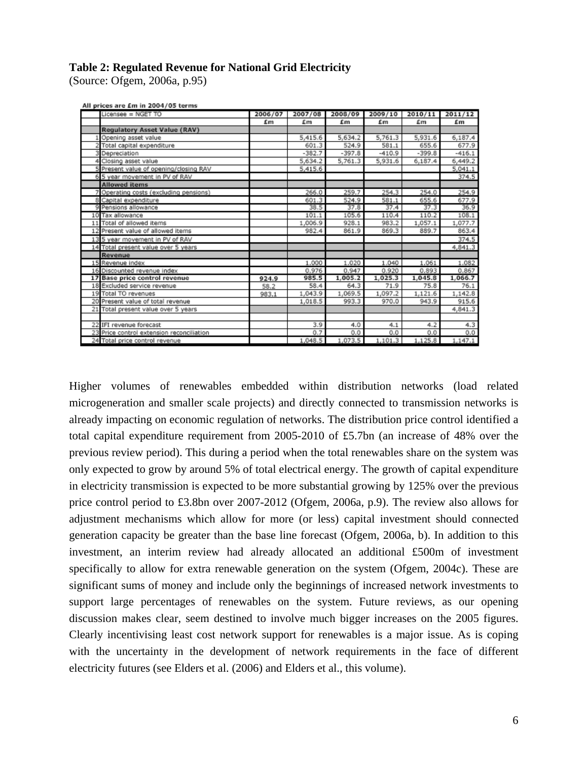**Table 2: Regulated Revenue for National Grid Electricity**
(Source: Ofgem, 2006a, p.95)

All prices are £m in 2004/05 terms

| | Licensee = NGET TO | 2006/07 | 2007/08 | 2008/09 | 2009/10 | 2010/11 | 2011/12 |
|---|---|---|---|---|---|---|---|
| | | £m | £m | £m | £m | £m | £m |
| | **Regulatory Asset Value (RAV)** | | | | | | |
| 1 | Opening asset value | | 5,415.6 | 5,634.2 | 5,761.3 | 5,931.6 | 6,187.4 |
| 2 | Total capital expenditure | | 601.3 | 524.9 | 581.1 | 655.6 | 677.9 |
| 3 | Depreciation | | -382.7 | -397.8 | -410.9 | -399.8 | -416.1 |
| 4 | Closing asset value | | 5,634.2 | 5,761.3 | 5,931.6 | 6,187.4 | 6,449.2 |
| 5 | Present value of opening/closing RAV | | 5,415.6 | | | | 5,041.1 |
| 6 | 5 year movement in PV of RAV | | | | | | 374.5 |
| | **Allowed items** | | | | | | |
| 7 | Operating costs (excluding pensions) | | 266.0 | 259.7 | 254.3 | 254.0 | 254.9 |
| 8 | Capital expenditure | | 601.3 | 524.9 | 581.1 | 655.6 | 677.9 |
| 9 | Pensions allowance | | 38.5 | 37.8 | 37.4 | 37.3 | 36.9 |
| 10 | Tax allowance | | 101.1 | 105.6 | 110.4 | 110.2 | 108.1 |
| 11 | Total of allowed items | | 1,006.9 | 928.1 | 983.2 | 1,057.1 | 1,077.7 |
| 12 | Present value of allowed items | | 982.4 | 861.9 | 869.3 | 889.7 | 863.4 |
| 13 | 5 year movement in PV of RAV | | | | | | 374.5 |
| 14 | Total present value over 5 years | | | | | | 4,841.3 |
| | **Revenue** | | | | | | |
| 15 | Revenue index | | 1.000 | 1.020 | 1.040 | 1.061 | 1.082 |
| 16 | Discounted revenue index | | 0.976 | 0.947 | 0.920 | 0.893 | 0.867 |
| 17 | **Base price control revenue** | **924.9** | **985.5** | **1,005.2** | **1,025.3** | **1,045.8** | **1,066.7** |
| 18 | Excluded service revenue | 58.2 | 58.4 | 64.3 | 71.9 | 75.8 | 76.1 |
| 19 | Total TO revenues | 983.1 | 1,043.9 | 1,069.5 | 1,097.2 | 1,121.6 | 1,142.8 |
| 20 | Present value of total revenue | | 1,018.5 | 993.3 | 970.0 | 943.9 | 915.6 |
| 21 | Total present value over 5 years | | | | | | 4,841.3 |
| | | | | | | | |
| 22 | IFI revenue forecast | | 3.9 | 4.0 | 4.1 | 4.2 | 4.3 |
| 23 | Price control extension reconciliation | | 0.7 | 0.0 | 0.0 | 0.0 | 0.0 |
| 24 | Total price control revenue | | 1,048.5 | 1,073.5 | 1,101.3 | 1,125.8 | 1,147.1 |

Higher volumes of renewables embedded within distribution networks (load related microgeneration and smaller scale projects) and directly connected to transmission networks is already impacting on economic regulation of networks. The distribution price control identified a total capital expenditure requirement from 2005-2010 of £5.7bn (an increase of 48% over the previous review period). This during a period when the total renewables share on the system was only expected to grow by around 5% of total electrical energy. The growth of capital expenditure in electricity transmission is expected to be more substantial growing by 125% over the previous price control period to £3.8bn over 2007-2012 (Ofgem, 2006a, p.9). The review also allows for adjustment mechanisms which allow for more (or less) capital investment should connected generation capacity be greater than the base line forecast (Ofgem, 2006a, b). In addition to this investment, an interim review had already allocated an additional £500m of investment specifically to allow for extra renewable generation on the system (Ofgem, 2004c). These are significant sums of money and include only the beginnings of increased network investments to support large percentages of renewables on the system. Future reviews, as our opening discussion makes clear, seem destined to involve much bigger increases on the 2005 figures. Clearly incentivising least cost network support for renewables is a major issue. As is coping with the uncertainty in the development of network requirements in the face of different electricity futures (see Elders et al. (2006) and Elders et al., this volume).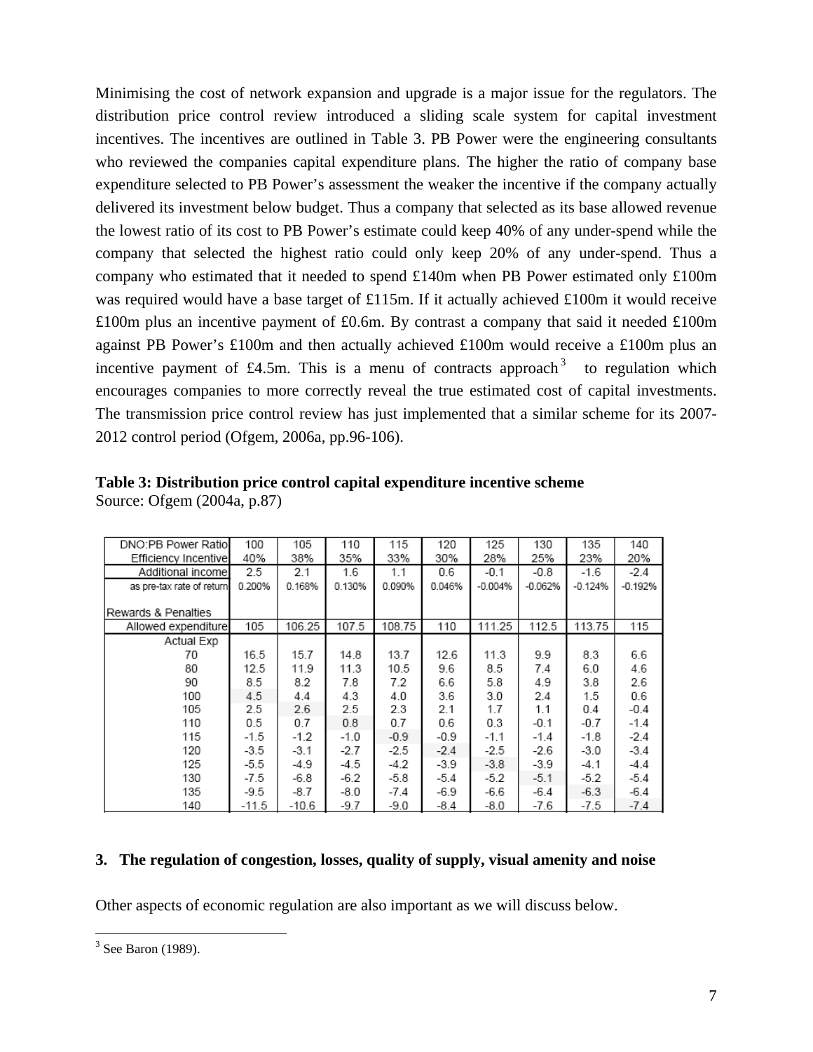Minimising the cost of network expansion and upgrade is a major issue for the regulators. The distribution price control review introduced a sliding scale system for capital investment incentives. The incentives are outlined in Table 3. PB Power were the engineering consultants who reviewed the companies capital expenditure plans. The higher the ratio of company base expenditure selected to PB Power's assessment the weaker the incentive if the company actually delivered its investment below budget. Thus a company that selected as its base allowed revenue the lowest ratio of its cost to PB Power's estimate could keep 40% of any under-spend while the company that selected the highest ratio could only keep 20% of any under-spend. Thus a company who estimated that it needed to spend £140m when PB Power estimated only £100m was required would have a base target of £115m. If it actually achieved £100m it would receive £100m plus an incentive payment of £0.6m. By contrast a company that said it needed £100m against PB Power's £100m and then actually achieved £100m would receive a £100m plus an incentive payment of £4.5m. This is a menu of contracts approach[3] to regulation which encourages companies to more correctly reveal the true estimated cost of capital investments. The transmission price control review has just implemented that a similar scheme for its 2007-2012 control period (Ofgem, 2006a, pp.96-106).

**Table 3: Distribution price control capital expenditure incentive scheme**
Source: Ofgem (2004a, p.87)

| DNO:PB Power Ratio | 100 | 105 | 110 | 115 | 120 | 125 | 130 | 135 | 140 |
|---|---|---|---|---|---|---|---|---|---|
| Efficiency Incentive | 40% | 38% | 35% | 33% | 30% | 28% | 25% | 23% | 20% |
| Additional income | 2.5 | 2.1 | 1.6 | 1.1 | 0.6 | -0.1 | -0.8 | -1.6 | -2.4 |
| as pre-tax rate of return | 0.200% | 0.168% | 0.130% | 0.090% | 0.046% | -0.004% | -0.062% | -0.124% | -0.192% |
| Rewards & Penalties | | | | | | | | | |
| Allowed expenditure | 105 | 106.25 | 107.5 | 108.75 | 110 | 111.25 | 112.5 | 113.75 | 115 |
| Actual Exp | | | | | | | | | |
| 70 | 16.5 | 15.7 | 14.8 | 13.7 | 12.6 | 11.3 | 9.9 | 8.3 | 6.6 |
| 80 | 12.5 | 11.9 | 11.3 | 10.5 | 9.6 | 8.5 | 7.4 | 6.0 | 4.6 |
| 90 | 8.5 | 8.2 | 7.8 | 7.2 | 6.6 | 5.8 | 4.9 | 3.8 | 2.6 |
| 100 | 4.5 | 4.4 | 4.3 | 4.0 | 3.6 | 3.0 | 2.4 | 1.5 | 0.6 |
| 105 | 2.5 | 2.6 | 2.5 | 2.3 | 2.1 | 1.7 | 1.1 | 0.4 | -0.4 |
| 110 | 0.5 | 0.7 | 0.8 | 0.7 | 0.6 | 0.3 | -0.1 | -0.7 | -1.4 |
| 115 | -1.5 | -1.2 | -1.0 | -0.9 | -0.9 | -1.1 | -1.4 | -1.8 | -2.4 |
| 120 | -3.5 | -3.1 | -2.7 | -2.5 | -2.4 | -2.5 | -2.6 | -3.0 | -3.4 |
| 125 | -5.5 | -4.9 | -4.5 | -4.2 | -3.9 | -3.8 | -3.9 | -4.1 | -4.4 |
| 130 | -7.5 | -6.8 | -6.2 | -5.8 | -5.4 | -5.2 | -5.1 | -5.2 | -5.4 |
| 135 | -9.5 | -8.7 | -8.0 | -7.4 | -6.9 | -6.6 | -6.4 | -6.3 | -6.4 |
| 140 | -11.5 | -10.6 | -9.7 | -9.0 | -8.4 | -8.0 | -7.6 | -7.5 | -7.4 |

## 3. The regulation of congestion, losses, quality of supply, visual amenity and noise

Other aspects of economic regulation are also important as we will discuss below.

[3] See Baron (1989).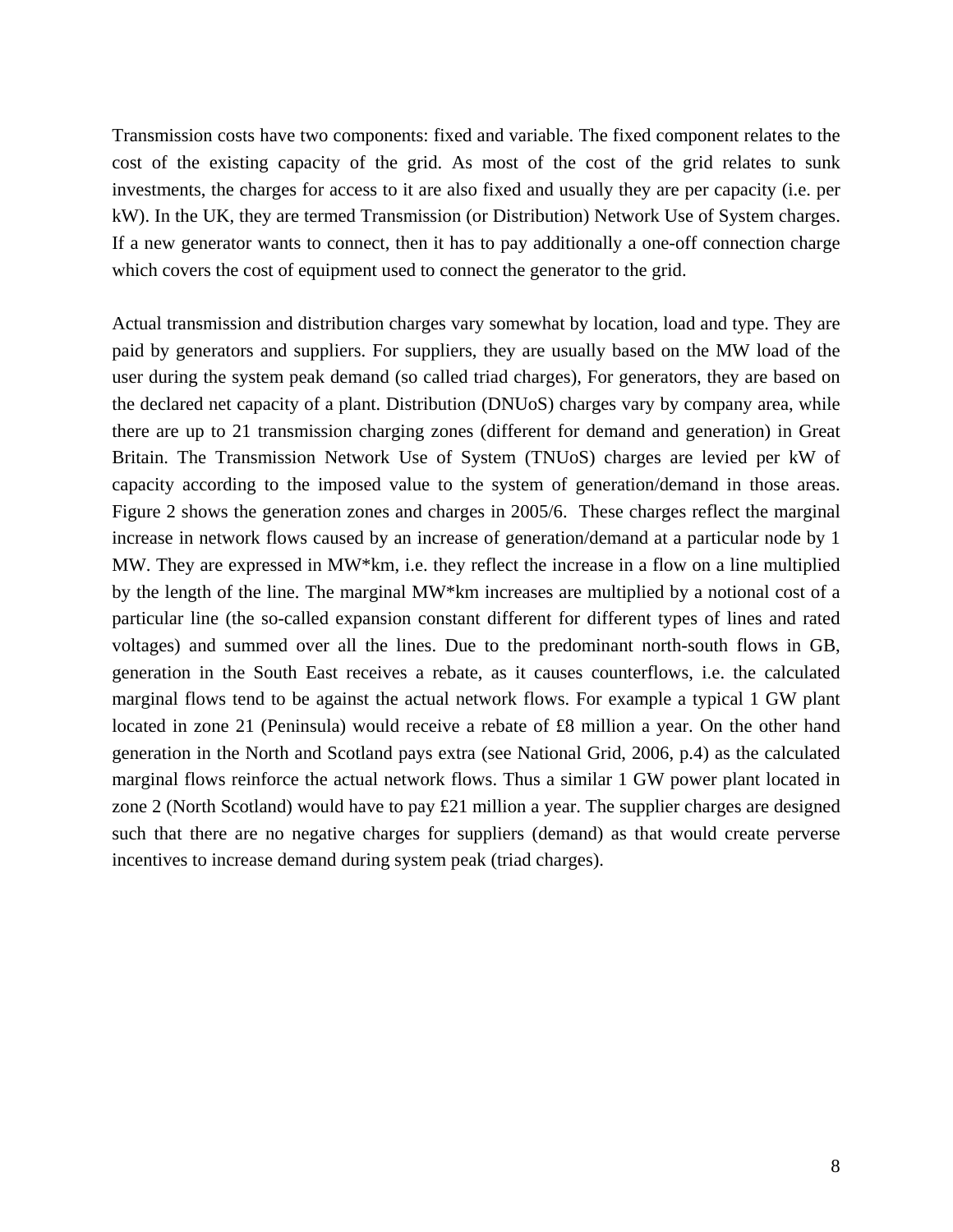Transmission costs have two components: fixed and variable. The fixed component relates to the cost of the existing capacity of the grid. As most of the cost of the grid relates to sunk investments, the charges for access to it are also fixed and usually they are per capacity (i.e. per kW). In the UK, they are termed Transmission (or Distribution) Network Use of System charges. If a new generator wants to connect, then it has to pay additionally a one-off connection charge which covers the cost of equipment used to connect the generator to the grid.

Actual transmission and distribution charges vary somewhat by location, load and type. They are paid by generators and suppliers. For suppliers, they are usually based on the MW load of the user during the system peak demand (so called triad charges), For generators, they are based on the declared net capacity of a plant. Distribution (DNUoS) charges vary by company area, while there are up to 21 transmission charging zones (different for demand and generation) in Great Britain. The Transmission Network Use of System (TNUoS) charges are levied per kW of capacity according to the imposed value to the system of generation/demand in those areas. Figure 2 shows the generation zones and charges in 2005/6. These charges reflect the marginal increase in network flows caused by an increase of generation/demand at a particular node by 1 MW. They are expressed in MW*km, i.e. they reflect the increase in a flow on a line multiplied by the length of the line. The marginal MW*km increases are multiplied by a notional cost of a particular line (the so-called expansion constant different for different types of lines and rated voltages) and summed over all the lines. Due to the predominant north-south flows in GB, generation in the South East receives a rebate, as it causes counterflows, i.e. the calculated marginal flows tend to be against the actual network flows. For example a typical 1 GW plant located in zone 21 (Peninsula) would receive a rebate of £8 million a year. On the other hand generation in the North and Scotland pays extra (see National Grid, 2006, p.4) as the calculated marginal flows reinforce the actual network flows. Thus a similar 1 GW power plant located in zone 2 (North Scotland) would have to pay £21 million a year. The supplier charges are designed such that there are no negative charges for suppliers (demand) as that would create perverse incentives to increase demand during system peak (triad charges).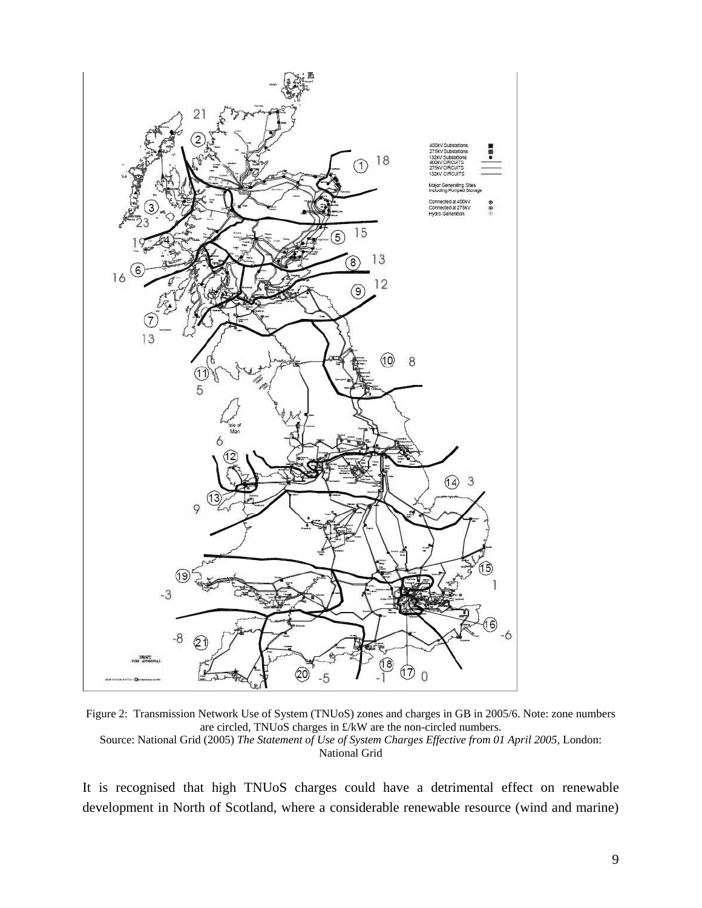Figure 2: Transmission Network Use of System (TNUoS) zones and charges in GB in 2005/6. Note: zone numbers are circled, TNUoS charges in £/kW are the non-circled numbers.
Source: National Grid (2005) *The Statement of Use of System Charges Effective from 01 April 2005*, London: National Grid

It is recognised that high TNUoS charges could have a detrimental effect on renewable development in North of Scotland, where a considerable renewable resource (wind and marine)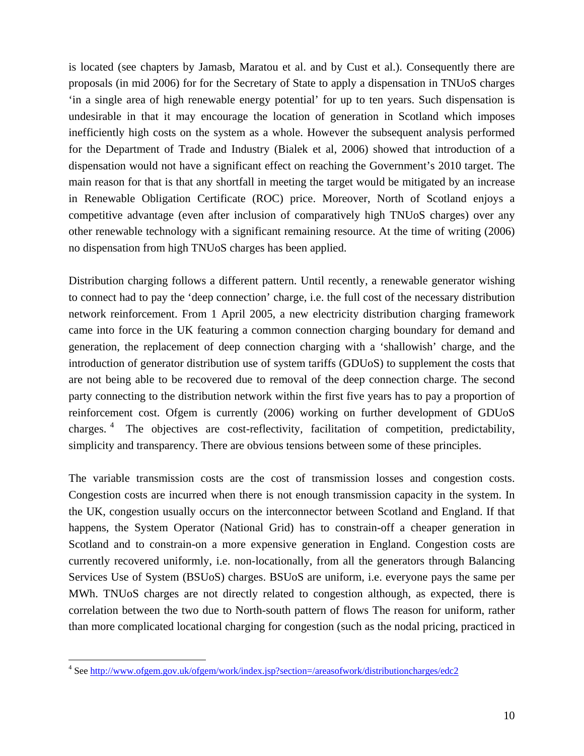is located (see chapters by Jamasb, Maratou et al. and by Cust et al.). Consequently there are proposals (in mid 2006) for for the Secretary of State to apply a dispensation in TNUoS charges 'in a single area of high renewable energy potential' for up to ten years. Such dispensation is undesirable in that it may encourage the location of generation in Scotland which imposes inefficiently high costs on the system as a whole. However the subsequent analysis performed for the Department of Trade and Industry (Bialek et al, 2006) showed that introduction of a dispensation would not have a significant effect on reaching the Government's 2010 target. The main reason for that is that any shortfall in meeting the target would be mitigated by an increase in Renewable Obligation Certificate (ROC) price. Moreover, North of Scotland enjoys a competitive advantage (even after inclusion of comparatively high TNUoS charges) over any other renewable technology with a significant remaining resource. At the time of writing (2006) no dispensation from high TNUoS charges has been applied.

Distribution charging follows a different pattern. Until recently, a renewable generator wishing to connect had to pay the 'deep connection' charge, i.e. the full cost of the necessary distribution network reinforcement. From 1 April 2005, a new electricity distribution charging framework came into force in the UK featuring a common connection charging boundary for demand and generation, the replacement of deep connection charging with a 'shallowish' charge, and the introduction of generator distribution use of system tariffs (GDUoS) to supplement the costs that are not being able to be recovered due to removal of the deep connection charge. The second party connecting to the distribution network within the first five years has to pay a proportion of reinforcement cost. Ofgem is currently (2006) working on further development of GDUoS charges. [4] The objectives are cost-reflectivity, facilitation of competition, predictability, simplicity and transparency. There are obvious tensions between some of these principles.

The variable transmission costs are the cost of transmission losses and congestion costs. Congestion costs are incurred when there is not enough transmission capacity in the system. In the UK, congestion usually occurs on the interconnector between Scotland and England. If that happens, the System Operator (National Grid) has to constrain-off a cheaper generation in Scotland and to constrain-on a more expensive generation in England. Congestion costs are currently recovered uniformly, i.e. non-locationally, from all the generators through Balancing Services Use of System (BSUoS) charges. BSUoS are uniform, i.e. everyone pays the same per MWh. TNUoS charges are not directly related to congestion although, as expected, there is correlation between the two due to North-south pattern of flows The reason for uniform, rather than more complicated locational charging for congestion (such as the nodal pricing, practiced in

[4] See http://www.ofgem.gov.uk/ofgem/work/index.jsp?section=/areasofwork/distributioncharges/edc2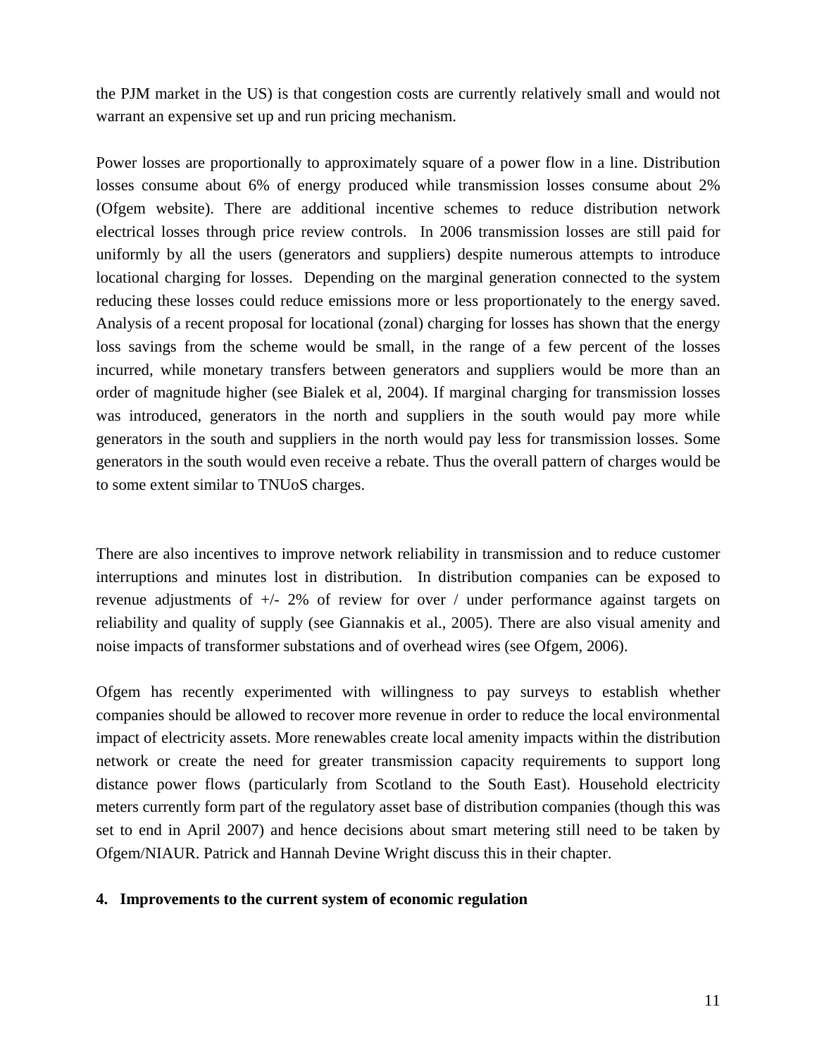the PJM market in the US) is that congestion costs are currently relatively small and would not warrant an expensive set up and run pricing mechanism.

Power losses are proportionally to approximately square of a power flow in a line. Distribution losses consume about 6% of energy produced while transmission losses consume about 2% (Ofgem website). There are additional incentive schemes to reduce distribution network electrical losses through price review controls. In 2006 transmission losses are still paid for uniformly by all the users (generators and suppliers) despite numerous attempts to introduce locational charging for losses. Depending on the marginal generation connected to the system reducing these losses could reduce emissions more or less proportionately to the energy saved. Analysis of a recent proposal for locational (zonal) charging for losses has shown that the energy loss savings from the scheme would be small, in the range of a few percent of the losses incurred, while monetary transfers between generators and suppliers would be more than an order of magnitude higher (see Bialek et al, 2004). If marginal charging for transmission losses was introduced, generators in the north and suppliers in the south would pay more while generators in the south and suppliers in the north would pay less for transmission losses. Some generators in the south would even receive a rebate. Thus the overall pattern of charges would be to some extent similar to TNUoS charges.

There are also incentives to improve network reliability in transmission and to reduce customer interruptions and minutes lost in distribution. In distribution companies can be exposed to revenue adjustments of +/- 2% of review for over / under performance against targets on reliability and quality of supply (see Giannakis et al., 2005). There are also visual amenity and noise impacts of transformer substations and of overhead wires (see Ofgem, 2006).

Ofgem has recently experimented with willingness to pay surveys to establish whether companies should be allowed to recover more revenue in order to reduce the local environmental impact of electricity assets. More renewables create local amenity impacts within the distribution network or create the need for greater transmission capacity requirements to support long distance power flows (particularly from Scotland to the South East). Household electricity meters currently form part of the regulatory asset base of distribution companies (though this was set to end in April 2007) and hence decisions about smart metering still need to be taken by Ofgem/NIAUR. Patrick and Hannah Devine Wright discuss this in their chapter.

## 4. Improvements to the current system of economic regulation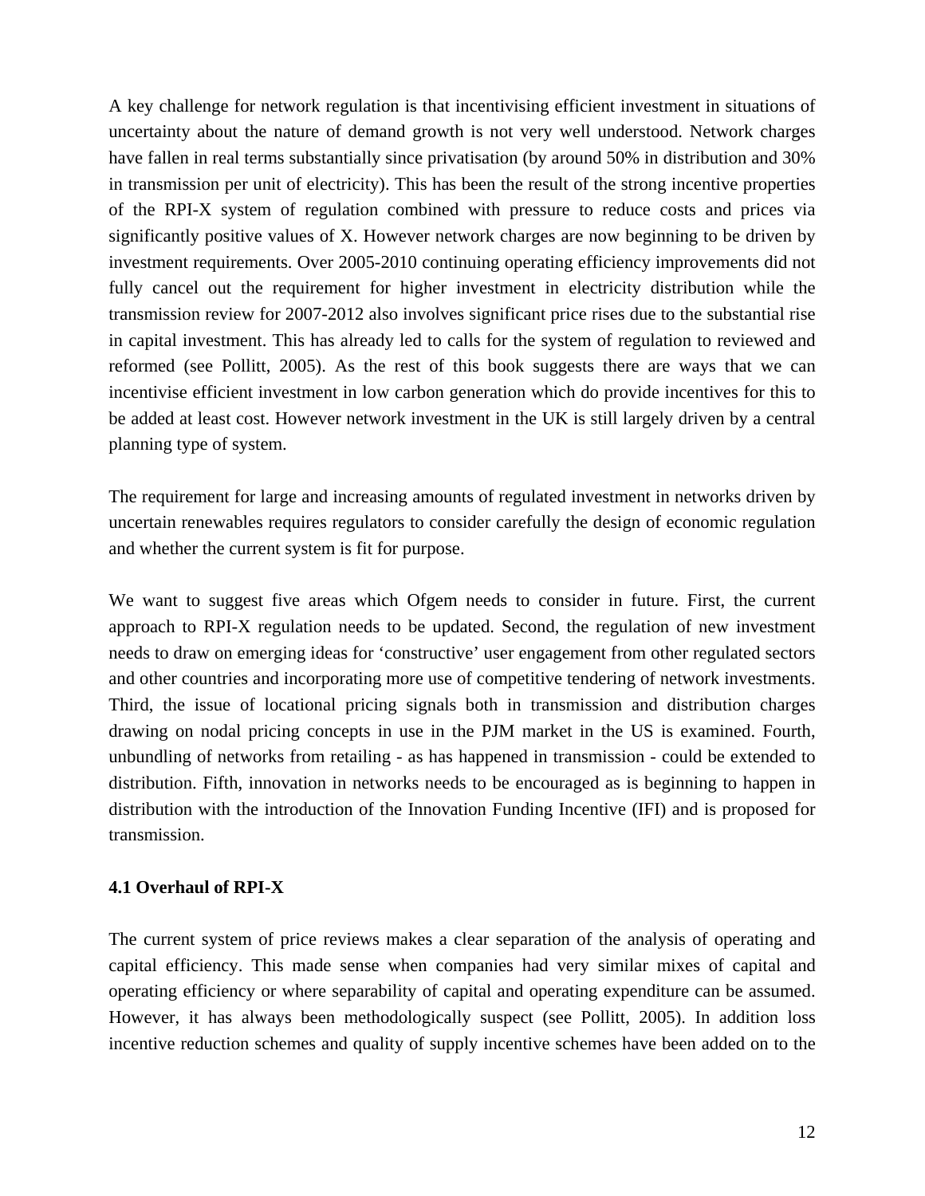A key challenge for network regulation is that incentivising efficient investment in situations of uncertainty about the nature of demand growth is not very well understood. Network charges have fallen in real terms substantially since privatisation (by around 50% in distribution and 30% in transmission per unit of electricity). This has been the result of the strong incentive properties of the RPI-X system of regulation combined with pressure to reduce costs and prices via significantly positive values of X. However network charges are now beginning to be driven by investment requirements. Over 2005-2010 continuing operating efficiency improvements did not fully cancel out the requirement for higher investment in electricity distribution while the transmission review for 2007-2012 also involves significant price rises due to the substantial rise in capital investment. This has already led to calls for the system of regulation to reviewed and reformed (see Pollitt, 2005). As the rest of this book suggests there are ways that we can incentivise efficient investment in low carbon generation which do provide incentives for this to be added at least cost. However network investment in the UK is still largely driven by a central planning type of system.

The requirement for large and increasing amounts of regulated investment in networks driven by uncertain renewables requires regulators to consider carefully the design of economic regulation and whether the current system is fit for purpose.

We want to suggest five areas which Ofgem needs to consider in future. First, the current approach to RPI-X regulation needs to be updated. Second, the regulation of new investment needs to draw on emerging ideas for 'constructive' user engagement from other regulated sectors and other countries and incorporating more use of competitive tendering of network investments. Third, the issue of locational pricing signals both in transmission and distribution charges drawing on nodal pricing concepts in use in the PJM market in the US is examined. Fourth, unbundling of networks from retailing - as has happened in transmission - could be extended to distribution. Fifth, innovation in networks needs to be encouraged as is beginning to happen in distribution with the introduction of the Innovation Funding Incentive (IFI) and is proposed for transmission.

### 4.1 Overhaul of RPI-X

The current system of price reviews makes a clear separation of the analysis of operating and capital efficiency. This made sense when companies had very similar mixes of capital and operating efficiency or where separability of capital and operating expenditure can be assumed. However, it has always been methodologically suspect (see Pollitt, 2005). In addition loss incentive reduction schemes and quality of supply incentive schemes have been added on to the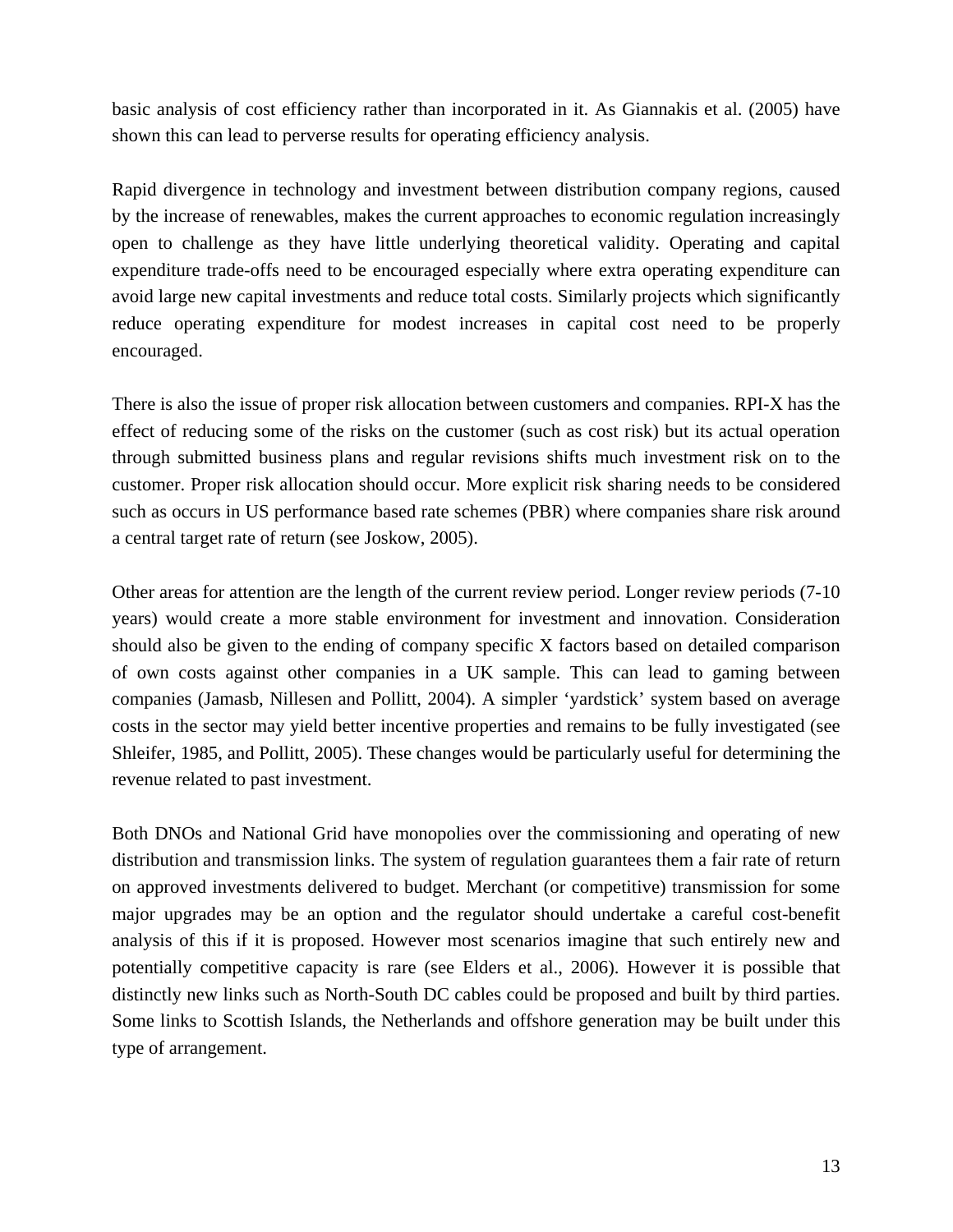basic analysis of cost efficiency rather than incorporated in it. As Giannakis et al. (2005) have shown this can lead to perverse results for operating efficiency analysis.

Rapid divergence in technology and investment between distribution company regions, caused by the increase of renewables, makes the current approaches to economic regulation increasingly open to challenge as they have little underlying theoretical validity. Operating and capital expenditure trade-offs need to be encouraged especially where extra operating expenditure can avoid large new capital investments and reduce total costs. Similarly projects which significantly reduce operating expenditure for modest increases in capital cost need to be properly encouraged.

There is also the issue of proper risk allocation between customers and companies. RPI-X has the effect of reducing some of the risks on the customer (such as cost risk) but its actual operation through submitted business plans and regular revisions shifts much investment risk on to the customer. Proper risk allocation should occur. More explicit risk sharing needs to be considered such as occurs in US performance based rate schemes (PBR) where companies share risk around a central target rate of return (see Joskow, 2005).

Other areas for attention are the length of the current review period. Longer review periods (7-10 years) would create a more stable environment for investment and innovation. Consideration should also be given to the ending of company specific X factors based on detailed comparison of own costs against other companies in a UK sample. This can lead to gaming between companies (Jamasb, Nillesen and Pollitt, 2004). A simpler 'yardstick' system based on average costs in the sector may yield better incentive properties and remains to be fully investigated (see Shleifer, 1985, and Pollitt, 2005). These changes would be particularly useful for determining the revenue related to past investment.

Both DNOs and National Grid have monopolies over the commissioning and operating of new distribution and transmission links. The system of regulation guarantees them a fair rate of return on approved investments delivered to budget. Merchant (or competitive) transmission for some major upgrades may be an option and the regulator should undertake a careful cost-benefit analysis of this if it is proposed. However most scenarios imagine that such entirely new and potentially competitive capacity is rare (see Elders et al., 2006). However it is possible that distinctly new links such as North-South DC cables could be proposed and built by third parties. Some links to Scottish Islands, the Netherlands and offshore generation may be built under this type of arrangement.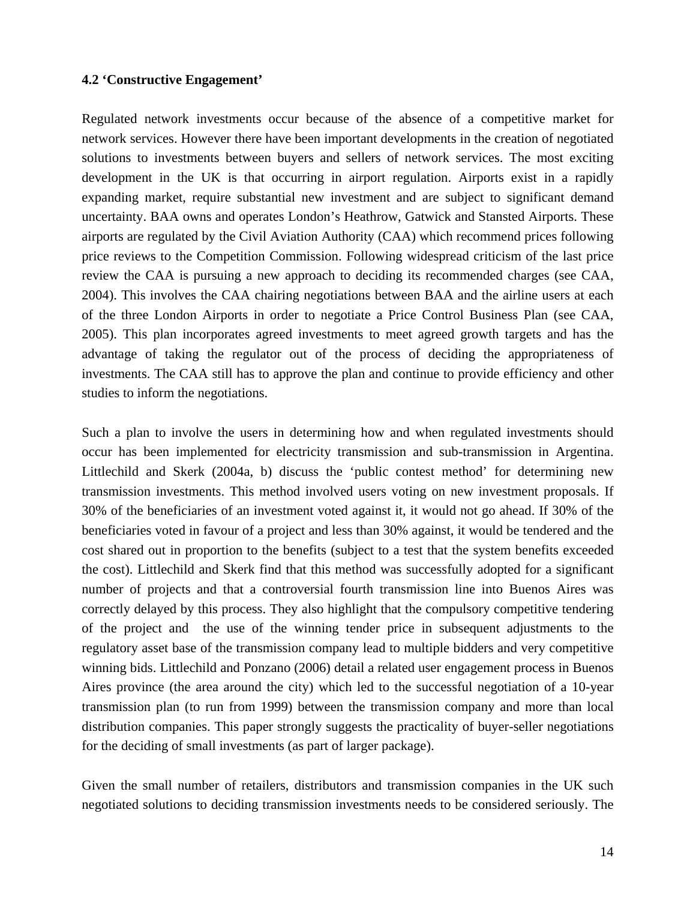#### 4.2 'Constructive Engagement'

Regulated network investments occur because of the absence of a competitive market for network services. However there have been important developments in the creation of negotiated solutions to investments between buyers and sellers of network services. The most exciting development in the UK is that occurring in airport regulation. Airports exist in a rapidly expanding market, require substantial new investment and are subject to significant demand uncertainty. BAA owns and operates London's Heathrow, Gatwick and Stansted Airports. These airports are regulated by the Civil Aviation Authority (CAA) which recommend prices following price reviews to the Competition Commission. Following widespread criticism of the last price review the CAA is pursuing a new approach to deciding its recommended charges (see CAA, 2004). This involves the CAA chairing negotiations between BAA and the airline users at each of the three London Airports in order to negotiate a Price Control Business Plan (see CAA, 2005). This plan incorporates agreed investments to meet agreed growth targets and has the advantage of taking the regulator out of the process of deciding the appropriateness of investments. The CAA still has to approve the plan and continue to provide efficiency and other studies to inform the negotiations.

Such a plan to involve the users in determining how and when regulated investments should occur has been implemented for electricity transmission and sub-transmission in Argentina. Littlechild and Skerk (2004a, b) discuss the 'public contest method' for determining new transmission investments. This method involved users voting on new investment proposals. If 30% of the beneficiaries of an investment voted against it, it would not go ahead. If 30% of the beneficiaries voted in favour of a project and less than 30% against, it would be tendered and the cost shared out in proportion to the benefits (subject to a test that the system benefits exceeded the cost). Littlechild and Skerk find that this method was successfully adopted for a significant number of projects and that a controversial fourth transmission line into Buenos Aires was correctly delayed by this process. They also highlight that the compulsory competitive tendering of the project and the use of the winning tender price in subsequent adjustments to the regulatory asset base of the transmission company lead to multiple bidders and very competitive winning bids. Littlechild and Ponzano (2006) detail a related user engagement process in Buenos Aires province (the area around the city) which led to the successful negotiation of a 10-year transmission plan (to run from 1999) between the transmission company and more than local distribution companies. This paper strongly suggests the practicality of buyer-seller negotiations for the deciding of small investments (as part of larger package).

Given the small number of retailers, distributors and transmission companies in the UK such negotiated solutions to deciding transmission investments needs to be considered seriously. The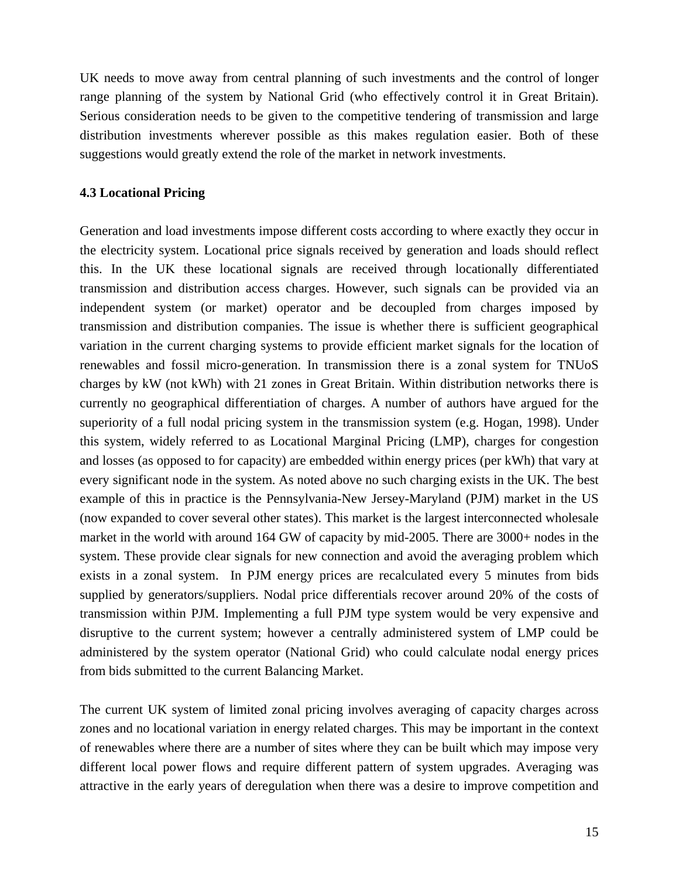UK needs to move away from central planning of such investments and the control of longer range planning of the system by National Grid (who effectively control it in Great Britain). Serious consideration needs to be given to the competitive tendering of transmission and large distribution investments wherever possible as this makes regulation easier. Both of these suggestions would greatly extend the role of the market in network investments.

### 4.3 Locational Pricing

Generation and load investments impose different costs according to where exactly they occur in the electricity system. Locational price signals received by generation and loads should reflect this. In the UK these locational signals are received through locationally differentiated transmission and distribution access charges. However, such signals can be provided via an independent system (or market) operator and be decoupled from charges imposed by transmission and distribution companies. The issue is whether there is sufficient geographical variation in the current charging systems to provide efficient market signals for the location of renewables and fossil micro-generation. In transmission there is a zonal system for TNUoS charges by kW (not kWh) with 21 zones in Great Britain. Within distribution networks there is currently no geographical differentiation of charges. A number of authors have argued for the superiority of a full nodal pricing system in the transmission system (e.g. Hogan, 1998). Under this system, widely referred to as Locational Marginal Pricing (LMP), charges for congestion and losses (as opposed to for capacity) are embedded within energy prices (per kWh) that vary at every significant node in the system. As noted above no such charging exists in the UK. The best example of this in practice is the Pennsylvania-New Jersey-Maryland (PJM) market in the US (now expanded to cover several other states). This market is the largest interconnected wholesale market in the world with around 164 GW of capacity by mid-2005. There are 3000+ nodes in the system. These provide clear signals for new connection and avoid the averaging problem which exists in a zonal system. In PJM energy prices are recalculated every 5 minutes from bids supplied by generators/suppliers. Nodal price differentials recover around 20% of the costs of transmission within PJM. Implementing a full PJM type system would be very expensive and disruptive to the current system; however a centrally administered system of LMP could be administered by the system operator (National Grid) who could calculate nodal energy prices from bids submitted to the current Balancing Market.

The current UK system of limited zonal pricing involves averaging of capacity charges across zones and no locational variation in energy related charges. This may be important in the context of renewables where there are a number of sites where they can be built which may impose very different local power flows and require different pattern of system upgrades. Averaging was attractive in the early years of deregulation when there was a desire to improve competition and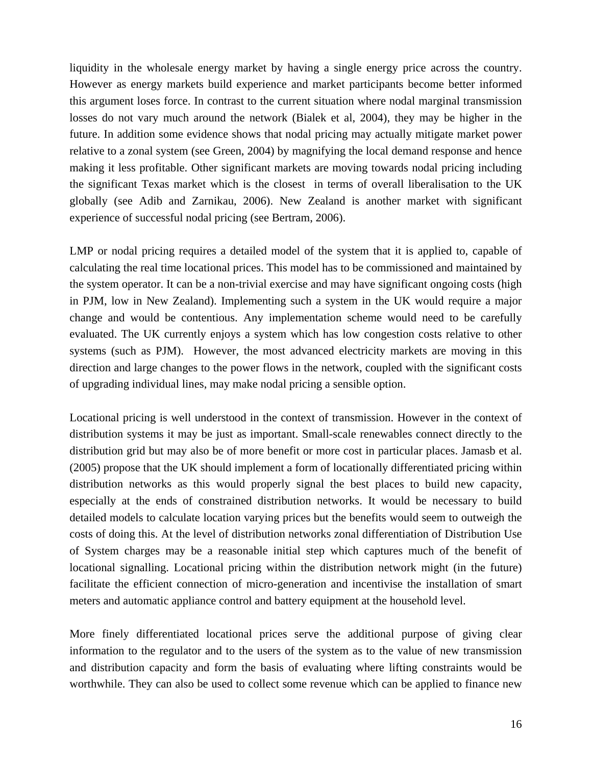liquidity in the wholesale energy market by having a single energy price across the country. However as energy markets build experience and market participants become better informed this argument loses force. In contrast to the current situation where nodal marginal transmission losses do not vary much around the network (Bialek et al, 2004), they may be higher in the future. In addition some evidence shows that nodal pricing may actually mitigate market power relative to a zonal system (see Green, 2004) by magnifying the local demand response and hence making it less profitable. Other significant markets are moving towards nodal pricing including the significant Texas market which is the closest in terms of overall liberalisation to the UK globally (see Adib and Zarnikau, 2006). New Zealand is another market with significant experience of successful nodal pricing (see Bertram, 2006).

LMP or nodal pricing requires a detailed model of the system that it is applied to, capable of calculating the real time locational prices. This model has to be commissioned and maintained by the system operator. It can be a non-trivial exercise and may have significant ongoing costs (high in PJM, low in New Zealand). Implementing such a system in the UK would require a major change and would be contentious. Any implementation scheme would need to be carefully evaluated. The UK currently enjoys a system which has low congestion costs relative to other systems (such as PJM). However, the most advanced electricity markets are moving in this direction and large changes to the power flows in the network, coupled with the significant costs of upgrading individual lines, may make nodal pricing a sensible option.

Locational pricing is well understood in the context of transmission. However in the context of distribution systems it may be just as important. Small-scale renewables connect directly to the distribution grid but may also be of more benefit or more cost in particular places. Jamasb et al. (2005) propose that the UK should implement a form of locationally differentiated pricing within distribution networks as this would properly signal the best places to build new capacity, especially at the ends of constrained distribution networks. It would be necessary to build detailed models to calculate location varying prices but the benefits would seem to outweigh the costs of doing this. At the level of distribution networks zonal differentiation of Distribution Use of System charges may be a reasonable initial step which captures much of the benefit of locational signalling. Locational pricing within the distribution network might (in the future) facilitate the efficient connection of micro-generation and incentivise the installation of smart meters and automatic appliance control and battery equipment at the household level.

More finely differentiated locational prices serve the additional purpose of giving clear information to the regulator and to the users of the system as to the value of new transmission and distribution capacity and form the basis of evaluating where lifting constraints would be worthwhile. They can also be used to collect some revenue which can be applied to finance new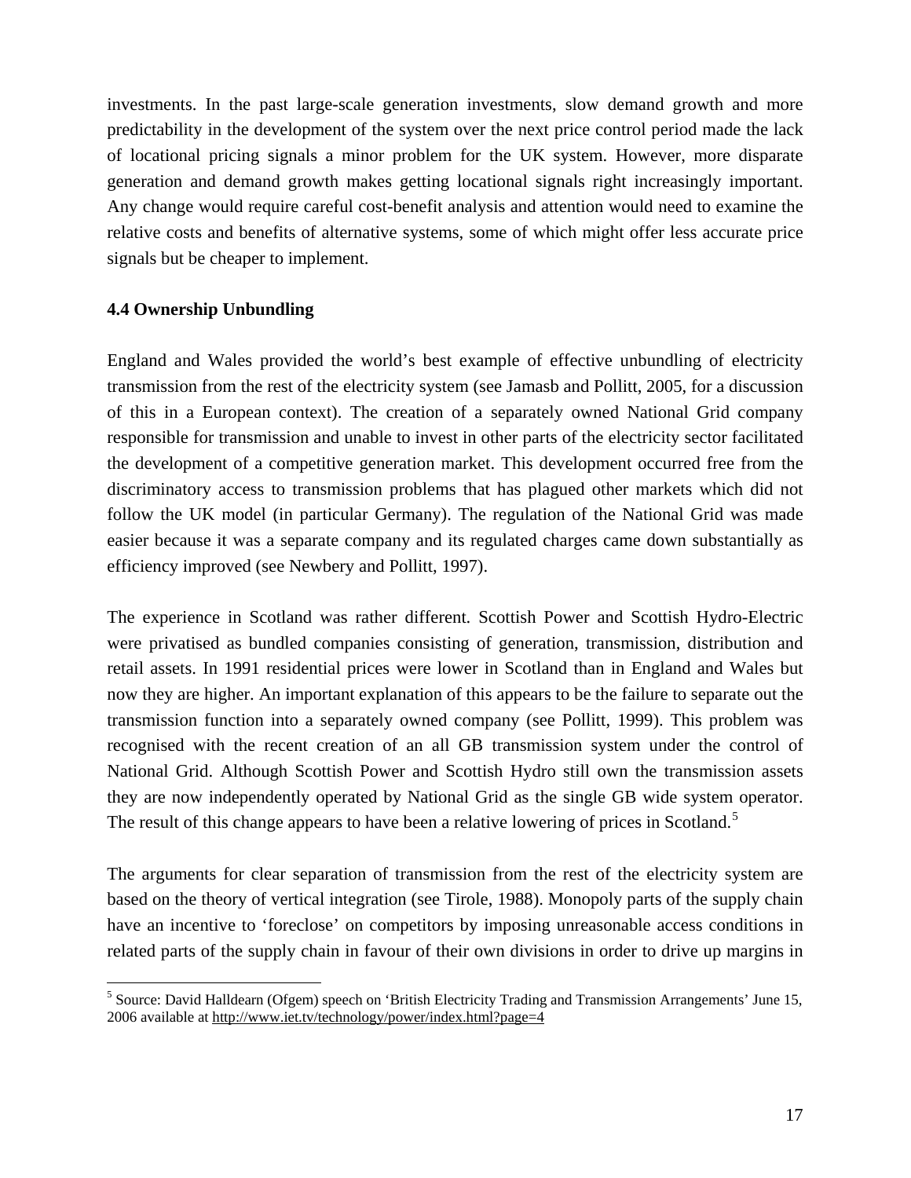investments. In the past large-scale generation investments, slow demand growth and more predictability in the development of the system over the next price control period made the lack of locational pricing signals a minor problem for the UK system. However, more disparate generation and demand growth makes getting locational signals right increasingly important. Any change would require careful cost-benefit analysis and attention would need to examine the relative costs and benefits of alternative systems, some of which might offer less accurate price signals but be cheaper to implement.

## 4.4 Ownership Unbundling

England and Wales provided the world's best example of effective unbundling of electricity transmission from the rest of the electricity system (see Jamasb and Pollitt, 2005, for a discussion of this in a European context). The creation of a separately owned National Grid company responsible for transmission and unable to invest in other parts of the electricity sector facilitated the development of a competitive generation market. This development occurred free from the discriminatory access to transmission problems that has plagued other markets which did not follow the UK model (in particular Germany). The regulation of the National Grid was made easier because it was a separate company and its regulated charges came down substantially as efficiency improved (see Newbery and Pollitt, 1997).

The experience in Scotland was rather different. Scottish Power and Scottish Hydro-Electric were privatised as bundled companies consisting of generation, transmission, distribution and retail assets. In 1991 residential prices were lower in Scotland than in England and Wales but now they are higher. An important explanation of this appears to be the failure to separate out the transmission function into a separately owned company (see Pollitt, 1999). This problem was recognised with the recent creation of an all GB transmission system under the control of National Grid. Although Scottish Power and Scottish Hydro still own the transmission assets they are now independently operated by National Grid as the single GB wide system operator. The result of this change appears to have been a relative lowering of prices in Scotland.[5]

The arguments for clear separation of transmission from the rest of the electricity system are based on the theory of vertical integration (see Tirole, 1988). Monopoly parts of the supply chain have an incentive to 'foreclose' on competitors by imposing unreasonable access conditions in related parts of the supply chain in favour of their own divisions in order to drive up margins in

---

[5] Source: David Halldearn (Ofgem) speech on 'British Electricity Trading and Transmission Arrangements' June 15, 2006 available at http://www.iet.tv/technology/power/index.html?page=4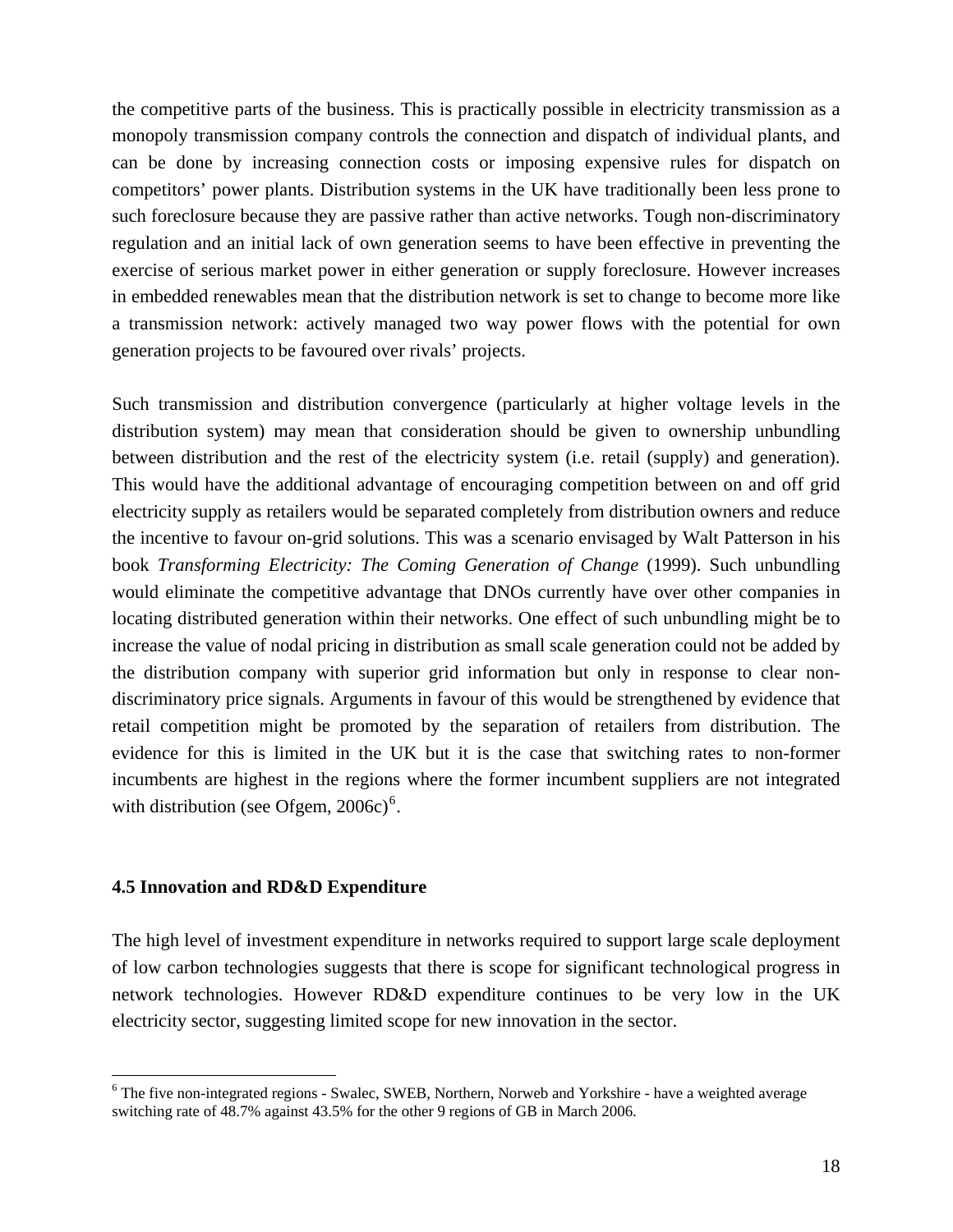the competitive parts of the business. This is practically possible in electricity transmission as a monopoly transmission company controls the connection and dispatch of individual plants, and can be done by increasing connection costs or imposing expensive rules for dispatch on competitors' power plants. Distribution systems in the UK have traditionally been less prone to such foreclosure because they are passive rather than active networks. Tough non-discriminatory regulation and an initial lack of own generation seems to have been effective in preventing the exercise of serious market power in either generation or supply foreclosure. However increases in embedded renewables mean that the distribution network is set to change to become more like a transmission network: actively managed two way power flows with the potential for own generation projects to be favoured over rivals' projects.

Such transmission and distribution convergence (particularly at higher voltage levels in the distribution system) may mean that consideration should be given to ownership unbundling between distribution and the rest of the electricity system (i.e. retail (supply) and generation). This would have the additional advantage of encouraging competition between on and off grid electricity supply as retailers would be separated completely from distribution owners and reduce the incentive to favour on-grid solutions. This was a scenario envisaged by Walt Patterson in his book *Transforming Electricity: The Coming Generation of Change* (1999). Such unbundling would eliminate the competitive advantage that DNOs currently have over other companies in locating distributed generation within their networks. One effect of such unbundling might be to increase the value of nodal pricing in distribution as small scale generation could not be added by the distribution company with superior grid information but only in response to clear non-discriminatory price signals. Arguments in favour of this would be strengthened by evidence that retail competition might be promoted by the separation of retailers from distribution. The evidence for this is limited in the UK but it is the case that switching rates to non-former incumbents are highest in the regions where the former incumbent suppliers are not integrated with distribution (see Ofgem, 2006c)[6].

### 4.5 Innovation and RD&D Expenditure

The high level of investment expenditure in networks required to support large scale deployment of low carbon technologies suggests that there is scope for significant technological progress in network technologies. However RD&D expenditure continues to be very low in the UK electricity sector, suggesting limited scope for new innovation in the sector.

[6] The five non-integrated regions - Swalec, SWEB, Northern, Norweb and Yorkshire - have a weighted average switching rate of 48.7% against 43.5% for the other 9 regions of GB in March 2006.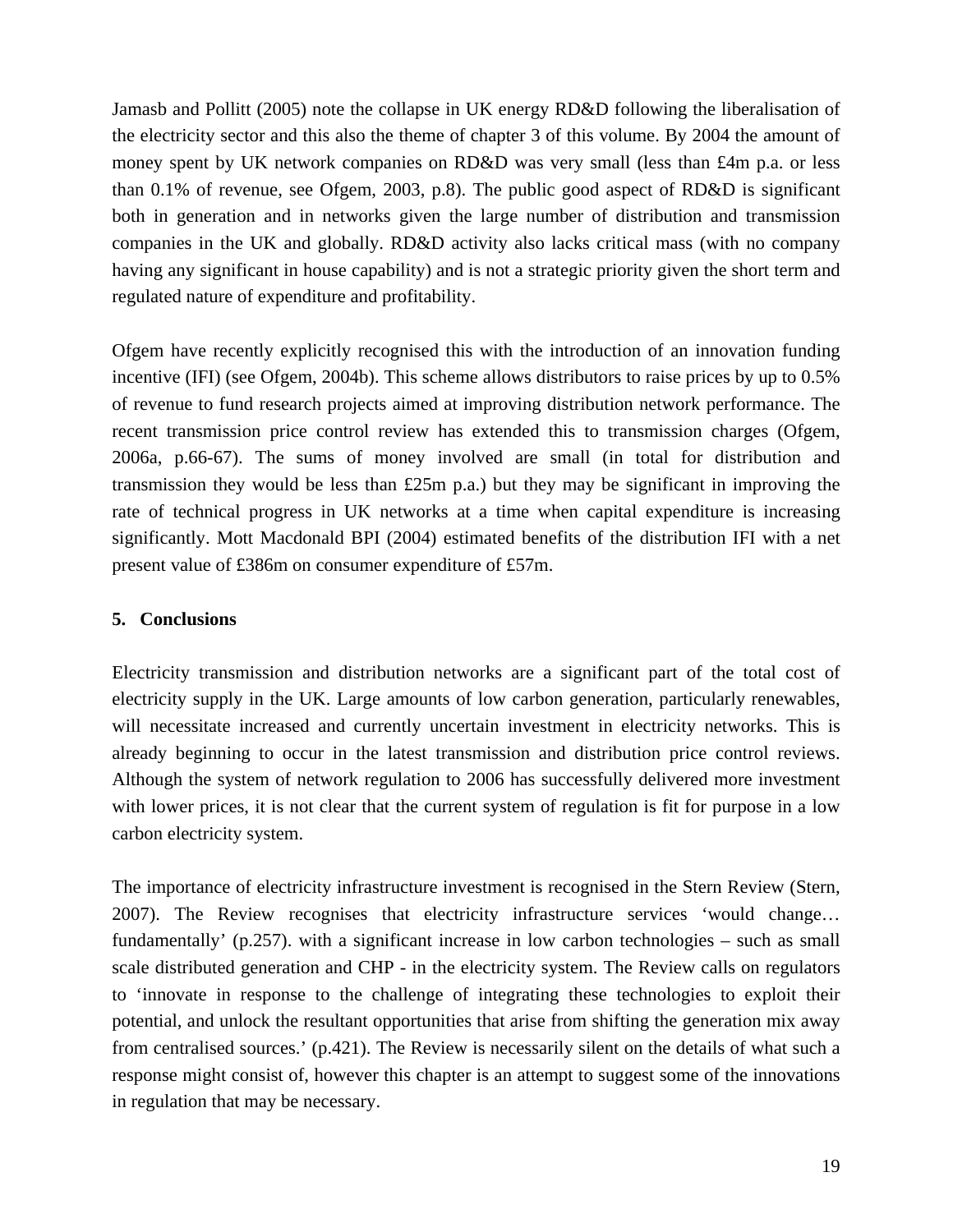Jamasb and Pollitt (2005) note the collapse in UK energy RD&D following the liberalisation of the electricity sector and this also the theme of chapter 3 of this volume. By 2004 the amount of money spent by UK network companies on RD&D was very small (less than £4m p.a. or less than 0.1% of revenue, see Ofgem, 2003, p.8). The public good aspect of RD&D is significant both in generation and in networks given the large number of distribution and transmission companies in the UK and globally. RD&D activity also lacks critical mass (with no company having any significant in house capability) and is not a strategic priority given the short term and regulated nature of expenditure and profitability.

Ofgem have recently explicitly recognised this with the introduction of an innovation funding incentive (IFI) (see Ofgem, 2004b). This scheme allows distributors to raise prices by up to 0.5% of revenue to fund research projects aimed at improving distribution network performance. The recent transmission price control review has extended this to transmission charges (Ofgem, 2006a, p.66-67). The sums of money involved are small (in total for distribution and transmission they would be less than £25m p.a.) but they may be significant in improving the rate of technical progress in UK networks at a time when capital expenditure is increasing significantly. Mott Macdonald BPI (2004) estimated benefits of the distribution IFI with a net present value of £386m on consumer expenditure of £57m.

## 5. Conclusions

Electricity transmission and distribution networks are a significant part of the total cost of electricity supply in the UK. Large amounts of low carbon generation, particularly renewables, will necessitate increased and currently uncertain investment in electricity networks. This is already beginning to occur in the latest transmission and distribution price control reviews. Although the system of network regulation to 2006 has successfully delivered more investment with lower prices, it is not clear that the current system of regulation is fit for purpose in a low carbon electricity system.

The importance of electricity infrastructure investment is recognised in the Stern Review (Stern, 2007). The Review recognises that electricity infrastructure services 'would change… fundamentally' (p.257). with a significant increase in low carbon technologies – such as small scale distributed generation and CHP - in the electricity system. The Review calls on regulators to 'innovate in response to the challenge of integrating these technologies to exploit their potential, and unlock the resultant opportunities that arise from shifting the generation mix away from centralised sources.' (p.421). The Review is necessarily silent on the details of what such a response might consist of, however this chapter is an attempt to suggest some of the innovations in regulation that may be necessary.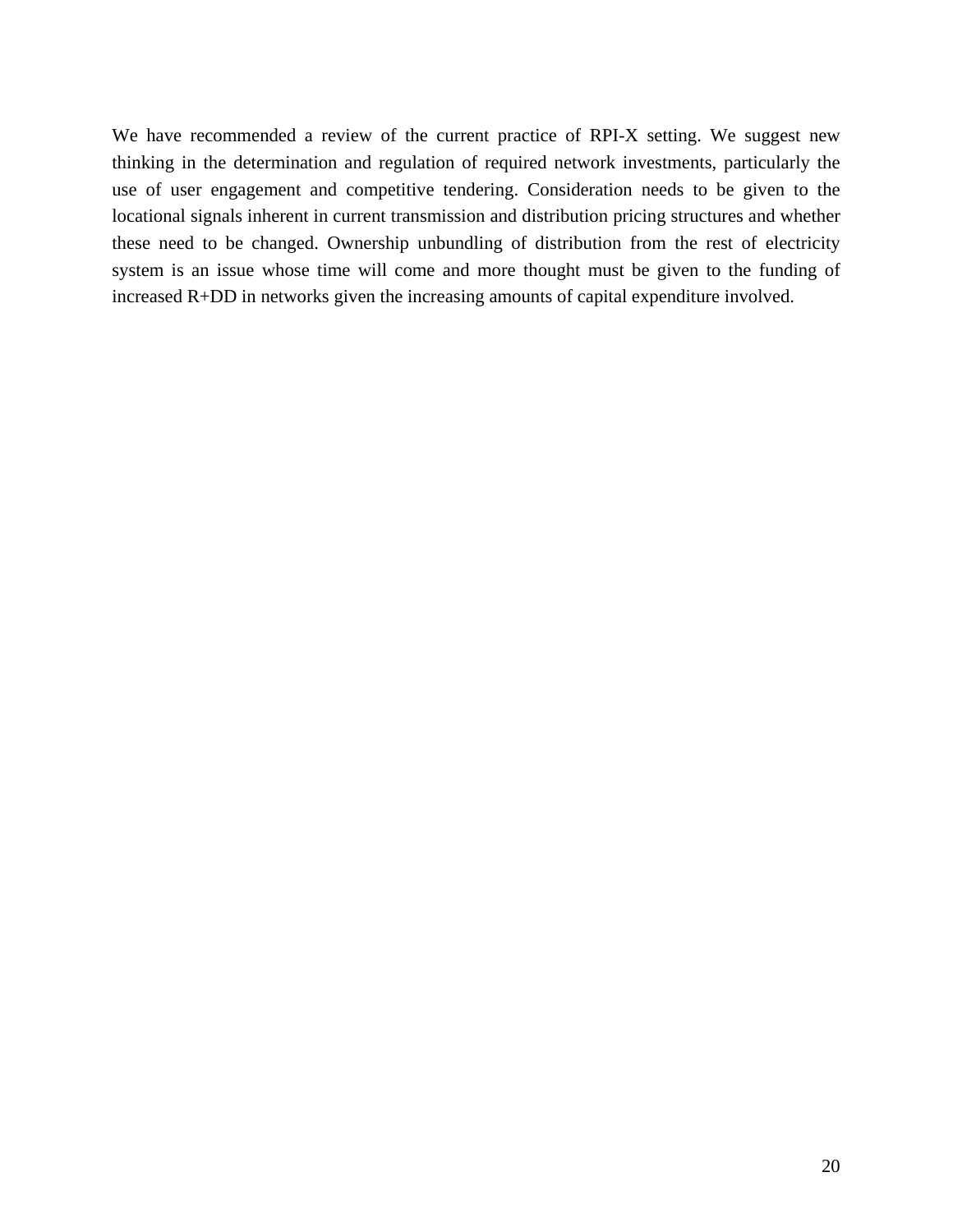We have recommended a review of the current practice of RPI-X setting. We suggest new thinking in the determination and regulation of required network investments, particularly the use of user engagement and competitive tendering. Consideration needs to be given to the locational signals inherent in current transmission and distribution pricing structures and whether these need to be changed. Ownership unbundling of distribution from the rest of electricity system is an issue whose time will come and more thought must be given to the funding of increased R+DD in networks given the increasing amounts of capital expenditure involved.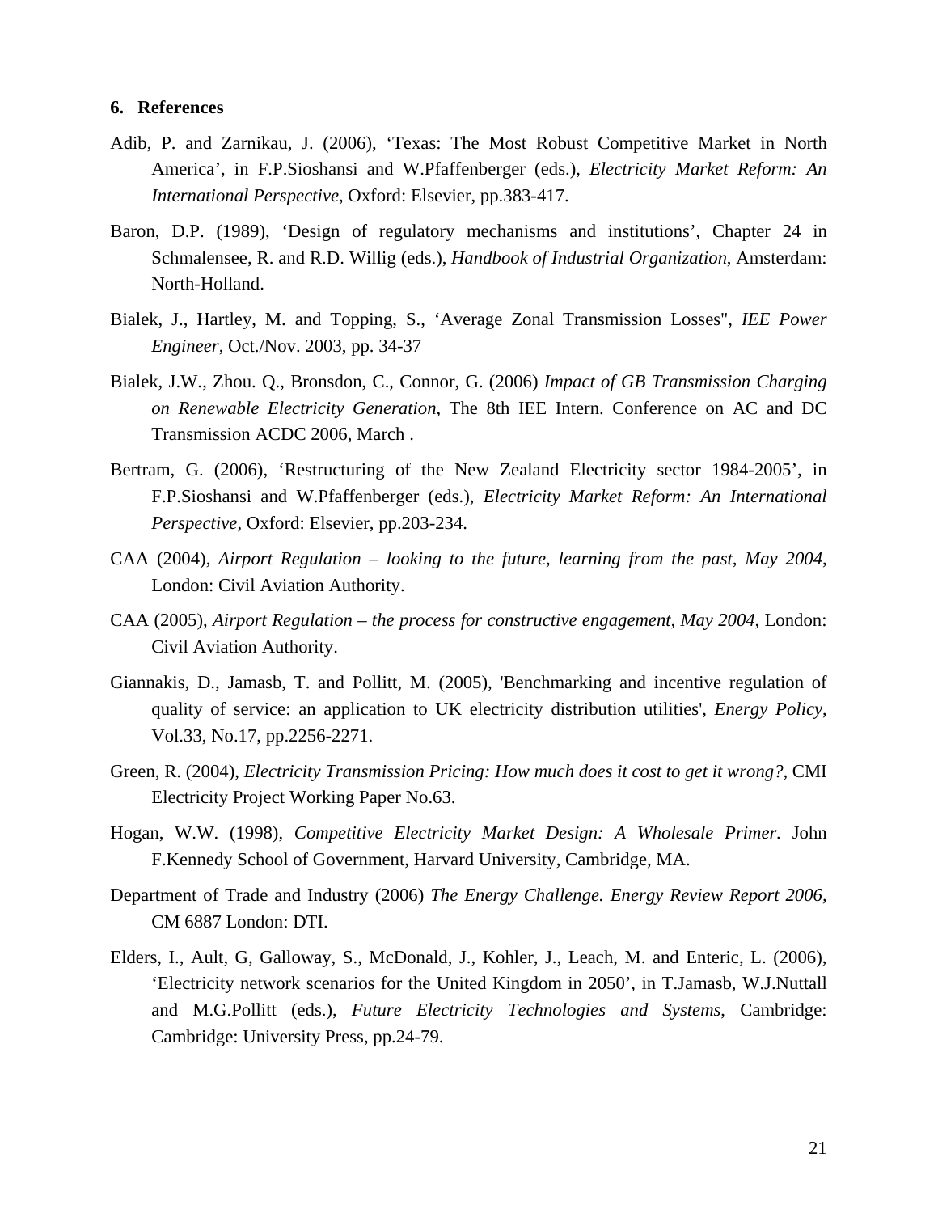## 6. References

Adib, P. and Zarnikau, J. (2006), 'Texas: The Most Robust Competitive Market in North America', in F.P.Sioshansi and W.Pfaffenberger (eds.), *Electricity Market Reform: An International Perspective*, Oxford: Elsevier, pp.383-417.

Baron, D.P. (1989), 'Design of regulatory mechanisms and institutions', Chapter 24 in Schmalensee, R. and R.D. Willig (eds.), *Handbook of Industrial Organization*, Amsterdam: North-Holland.

Bialek, J., Hartley, M. and Topping, S., 'Average Zonal Transmission Losses", *IEE Power Engineer*, Oct./Nov. 2003, pp. 34-37

Bialek, J.W., Zhou. Q., Bronsdon, C., Connor, G. (2006) *Impact of GB Transmission Charging on Renewable Electricity Generation*, The 8th IEE Intern. Conference on AC and DC Transmission ACDC 2006, March .

Bertram, G. (2006), 'Restructuring of the New Zealand Electricity sector 1984-2005', in F.P.Sioshansi and W.Pfaffenberger (eds.), *Electricity Market Reform: An International Perspective*, Oxford: Elsevier, pp.203-234.

CAA (2004), *Airport Regulation – looking to the future, learning from the past, May 2004*, London: Civil Aviation Authority.

CAA (2005), *Airport Regulation – the process for constructive engagement, May 2004*, London: Civil Aviation Authority.

Giannakis, D., Jamasb, T. and Pollitt, M. (2005), 'Benchmarking and incentive regulation of quality of service: an application to UK electricity distribution utilities', *Energy Policy*, Vol.33, No.17, pp.2256-2271.

Green, R. (2004), *Electricity Transmission Pricing: How much does it cost to get it wrong?,* CMI Electricity Project Working Paper No.63.

Hogan, W.W. (1998), *Competitive Electricity Market Design: A Wholesale Primer.* John F.Kennedy School of Government, Harvard University, Cambridge, MA.

Department of Trade and Industry (2006) *The Energy Challenge. Energy Review Report 2006*, CM 6887 London: DTI.

Elders, I., Ault, G, Galloway, S., McDonald, J., Kohler, J., Leach, M. and Enteric, L. (2006), 'Electricity network scenarios for the United Kingdom in 2050', in T.Jamasb, W.J.Nuttall and M.G.Pollitt (eds.), *Future Electricity Technologies and Systems*, Cambridge: Cambridge: University Press, pp.24-79.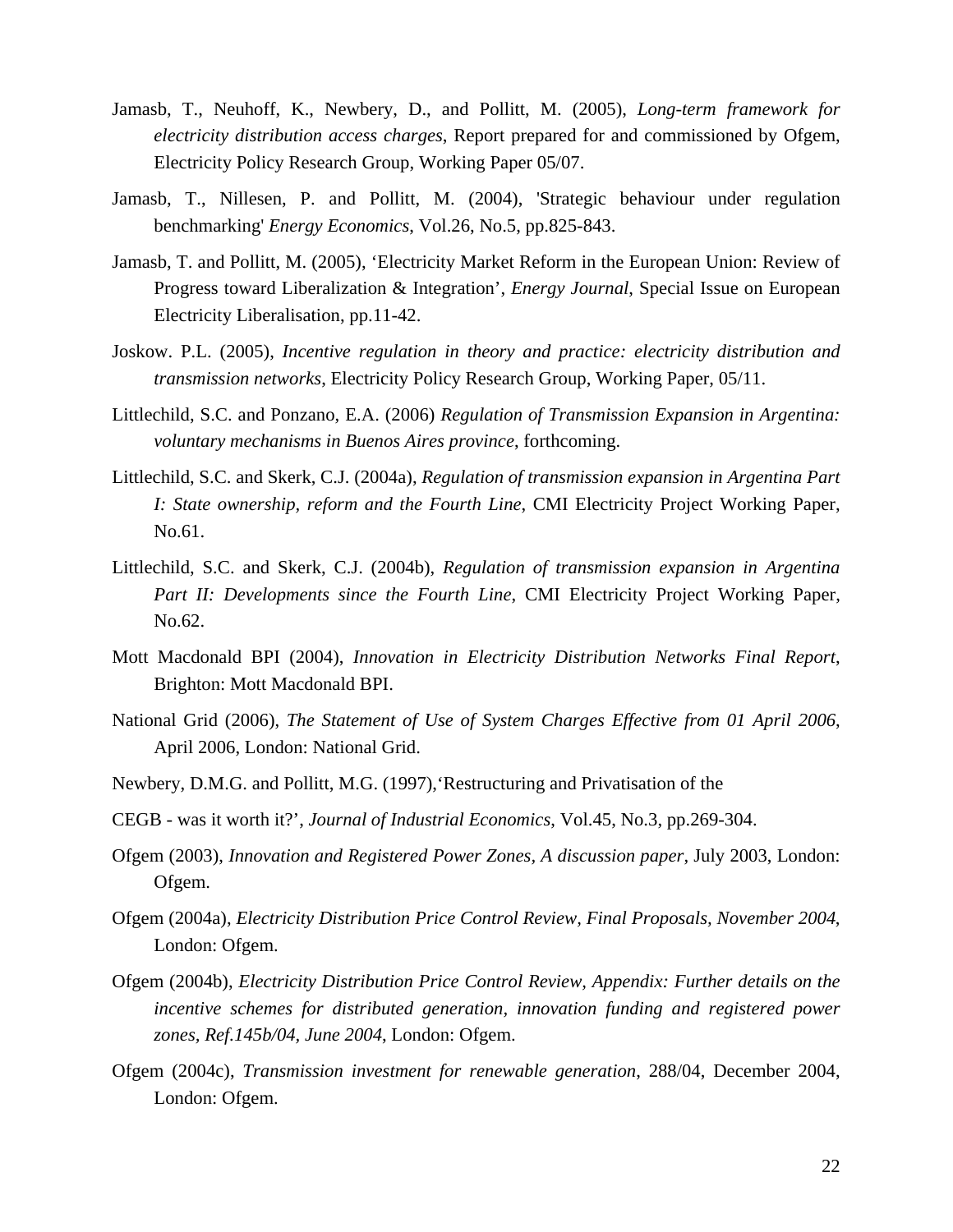Jamasb, T., Neuhoff, K., Newbery, D., and Pollitt, M. (2005), *Long-term framework for electricity distribution access charges*, Report prepared for and commissioned by Ofgem, Electricity Policy Research Group, Working Paper 05/07.

Jamasb, T., Nillesen, P. and Pollitt, M. (2004), 'Strategic behaviour under regulation benchmarking' *Energy Economics*, Vol.26, No.5, pp.825-843.

Jamasb, T. and Pollitt, M. (2005), 'Electricity Market Reform in the European Union: Review of Progress toward Liberalization & Integration', *Energy Journal*, Special Issue on European Electricity Liberalisation, pp.11-42.

Joskow. P.L. (2005), *Incentive regulation in theory and practice: electricity distribution and transmission networks*, Electricity Policy Research Group, Working Paper, 05/11.

Littlechild, S.C. and Ponzano, E.A. (2006) *Regulation of Transmission Expansion in Argentina: voluntary mechanisms in Buenos Aires province*, forthcoming.

Littlechild, S.C. and Skerk, C.J. (2004a), *Regulation of transmission expansion in Argentina Part I: State ownership, reform and the Fourth Line*, CMI Electricity Project Working Paper, No.61.

Littlechild, S.C. and Skerk, C.J. (2004b), *Regulation of transmission expansion in Argentina Part II: Developments since the Fourth Line*, CMI Electricity Project Working Paper, No.62.

Mott Macdonald BPI (2004), *Innovation in Electricity Distribution Networks Final Report*, Brighton: Mott Macdonald BPI.

National Grid (2006), *The Statement of Use of System Charges Effective from 01 April 2006*, April 2006, London: National Grid.

Newbery, D.M.G. and Pollitt, M.G. (1997),'Restructuring and Privatisation of the

CEGB - was it worth it?', *Journal of Industrial Economics*, Vol.45, No.3, pp.269-304.

Ofgem (2003), *Innovation and Registered Power Zones, A discussion paper*, July 2003, London: Ofgem.

Ofgem (2004a), *Electricity Distribution Price Control Review, Final Proposals, November 2004*, London: Ofgem.

Ofgem (2004b), *Electricity Distribution Price Control Review, Appendix: Further details on the incentive schemes for distributed generation, innovation funding and registered power zones, Ref.145b/04, June 2004*, London: Ofgem.

Ofgem (2004c), *Transmission investment for renewable generation*, 288/04, December 2004, London: Ofgem.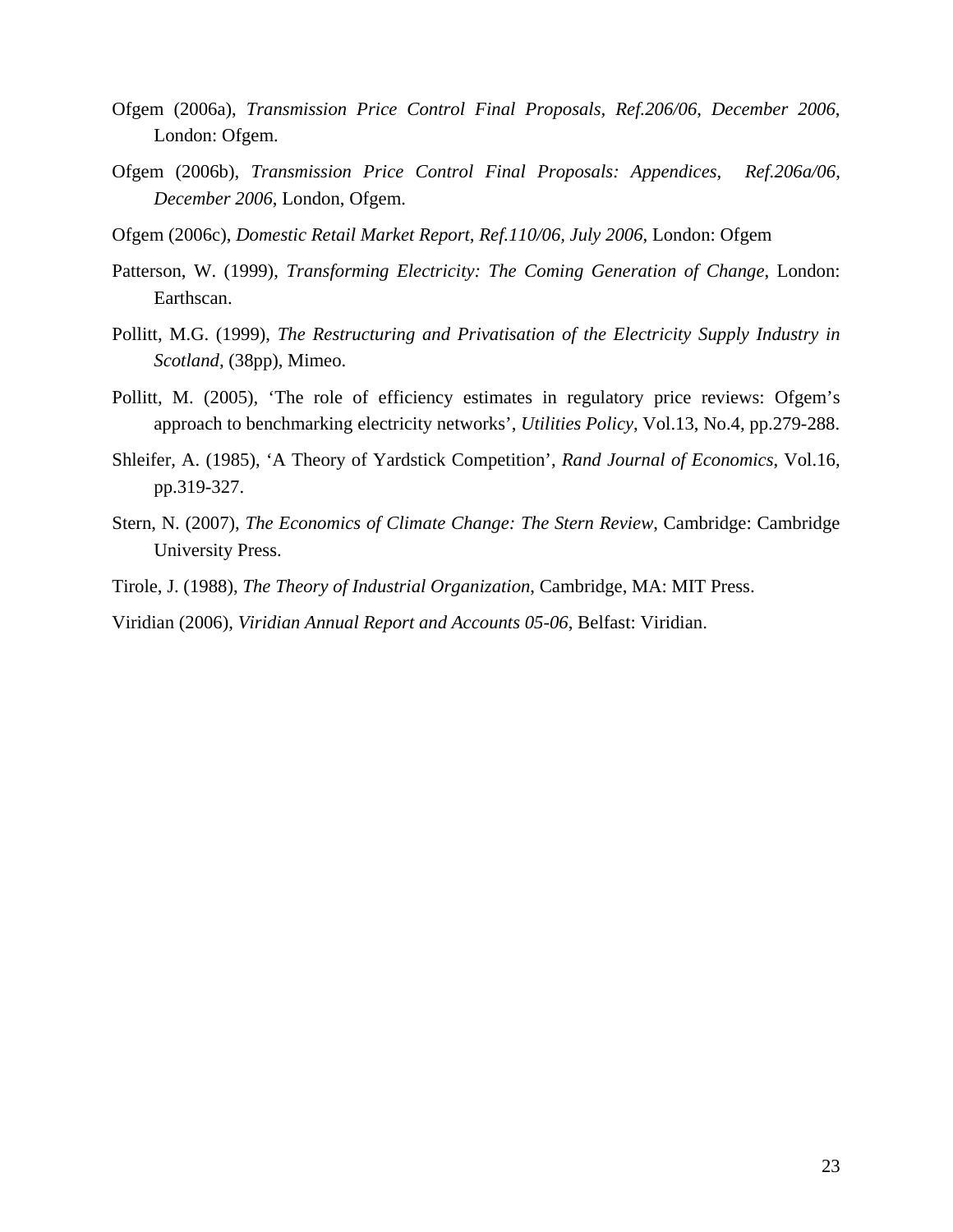Ofgem (2006a), *Transmission Price Control Final Proposals, Ref.206/06, December 2006*, London: Ofgem.

Ofgem (2006b), *Transmission Price Control Final Proposals: Appendices, Ref.206a/06, December 2006*, London, Ofgem.

Ofgem (2006c), *Domestic Retail Market Report, Ref.110/06, July 2006*, London: Ofgem

Patterson, W. (1999), *Transforming Electricity: The Coming Generation of Change*, London: Earthscan.

Pollitt, M.G. (1999), *The Restructuring and Privatisation of the Electricity Supply Industry in Scotland*, (38pp), Mimeo.

Pollitt, M. (2005), 'The role of efficiency estimates in regulatory price reviews: Ofgem's approach to benchmarking electricity networks', *Utilities Policy*, Vol.13, No.4, pp.279-288.

Shleifer, A. (1985), 'A Theory of Yardstick Competition', *Rand Journal of Economics*, Vol.16, pp.319-327.

Stern, N. (2007), *The Economics of Climate Change: The Stern Review*, Cambridge: Cambridge University Press.

Tirole, J. (1988), *The Theory of Industrial Organization*, Cambridge, MA: MIT Press.

Viridian (2006), *Viridian Annual Report and Accounts 05-06*, Belfast: Viridian.